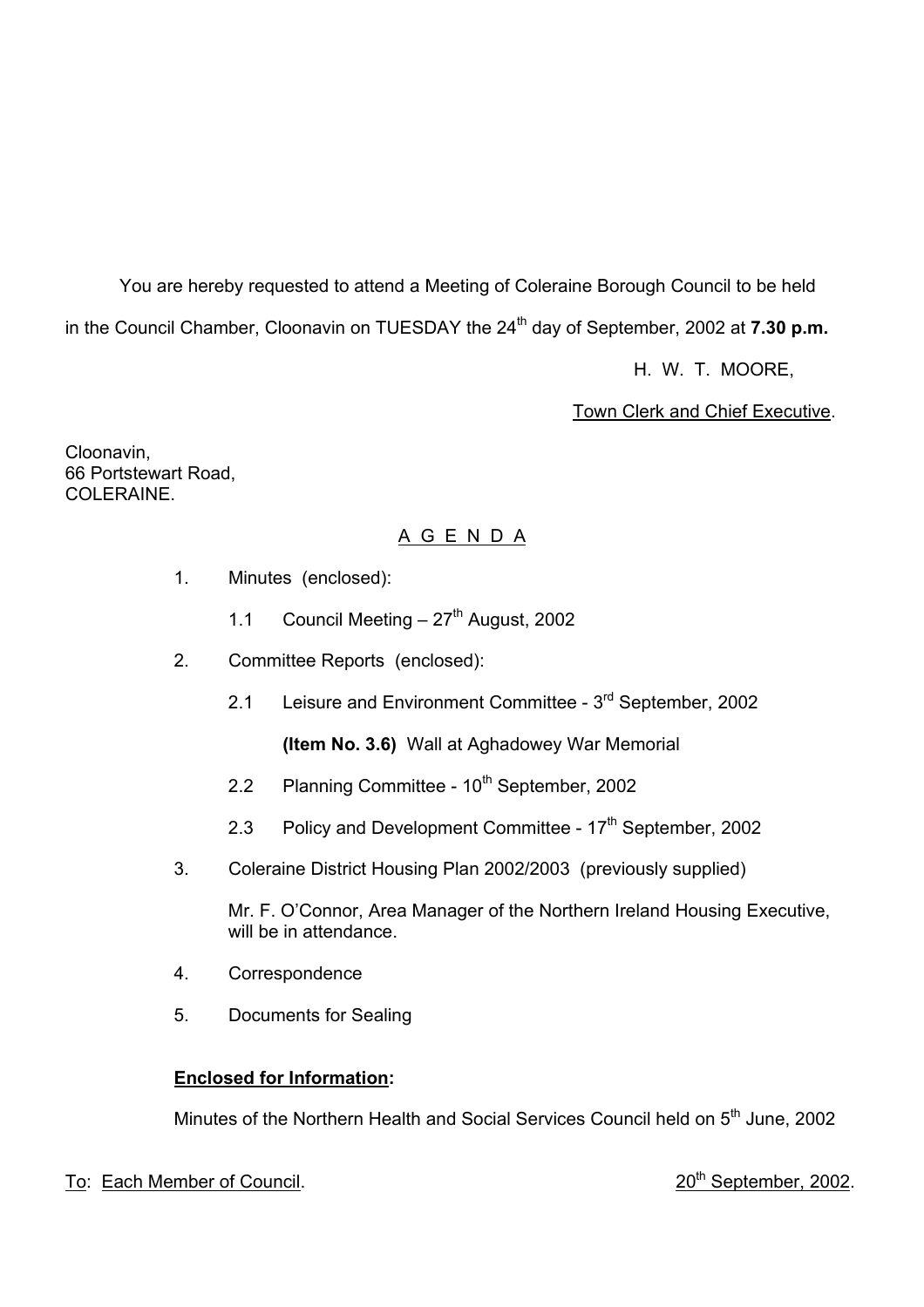You are hereby requested to attend a Meeting of Coleraine Borough Council to be held in the Council Chamber, Cloonavin on TUESDAY the 24th day of September, 2002 at **7.30 p.m.**

H. W. T. MOORE,

Town Clerk and Chief Executive.

Cloonavin,
66 Portstewart Road,
COLERAINE.

## A G E N D A

1. Minutes (enclosed):

   1.1 Council Meeting – 27th August, 2002

2. Committee Reports (enclosed):

   2.1 Leisure and Environment Committee - 3rd September, 2002

   **(Item No. 3.6)** Wall at Aghadowey War Memorial

   2.2 Planning Committee - 10th September, 2002

   2.3 Policy and Development Committee - 17th September, 2002

3. Coleraine District Housing Plan 2002/2003 (previously supplied)

   Mr. F. O'Connor, Area Manager of the Northern Ireland Housing Executive, will be in attendance.

4. Correspondence

5. Documents for Sealing

**Enclosed for Information:**

Minutes of the Northern Health and Social Services Council held on 5th June, 2002

To: Each Member of Council. 20th September, 2002.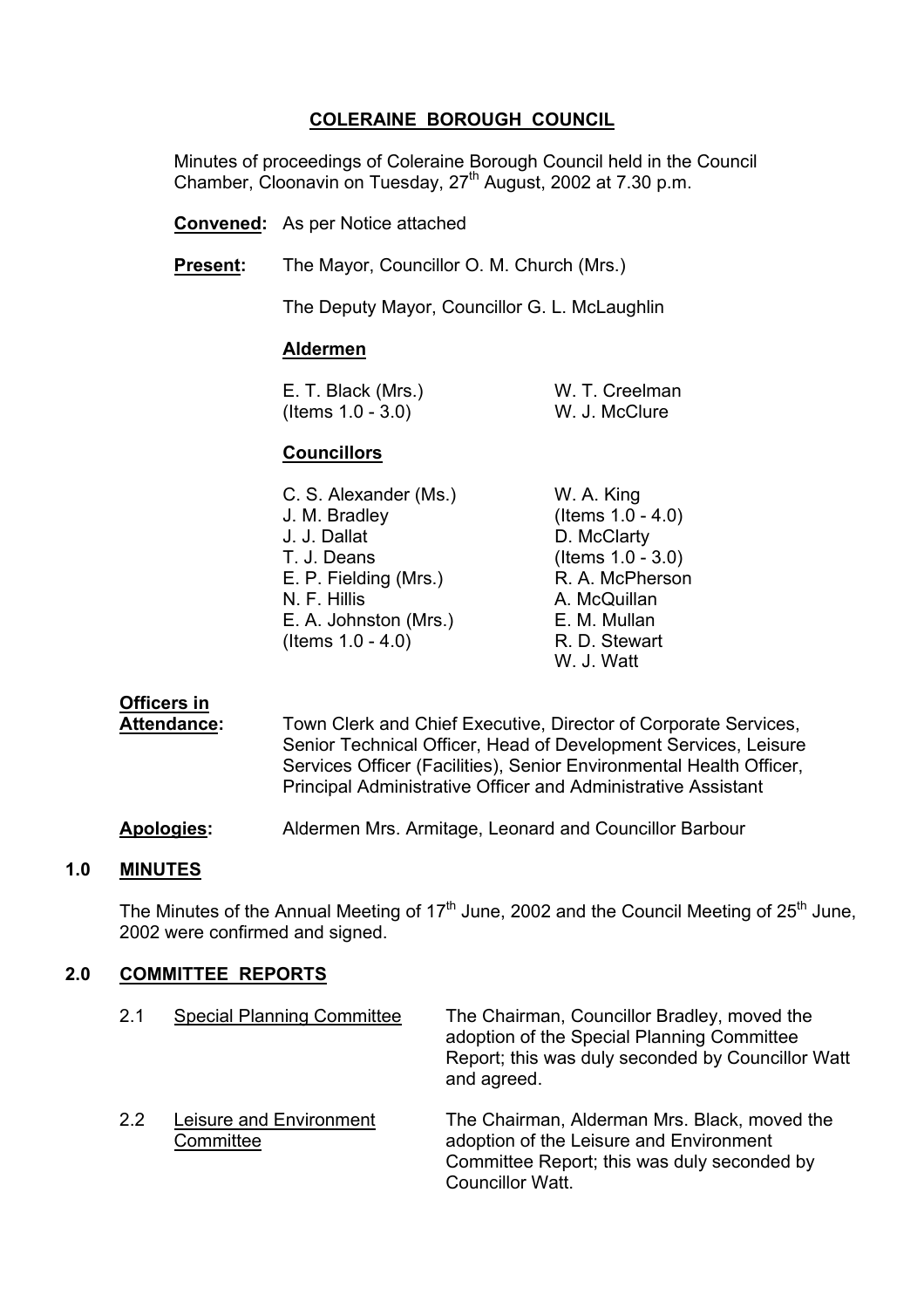# COLERAINE BOROUGH COUNCIL

Minutes of proceedings of Coleraine Borough Council held in the Council Chamber, Cloonavin on Tuesday, 27th August, 2002 at 7.30 p.m.

**Convened:** As per Notice attached

**Present:** The Mayor, Councillor O. M. Church (Mrs.)

The Deputy Mayor, Councillor G. L. McLaughlin

**Aldermen**

E. T. Black (Mrs.) (Items 1.0 - 3.0)
W. T. Creelman
W. J. McClure

**Councillors**

C. S. Alexander (Ms.)
J. M. Bradley
J. J. Dallat
T. J. Deans
E. P. Fielding (Mrs.)
N. F. Hillis
E. A. Johnston (Mrs.) (Items 1.0 - 4.0)
W. A. King (Items 1.0 - 4.0)
D. McClarty (Items 1.0 - 3.0)
R. A. McPherson
A. McQuillan
E. M. Mullan
R. D. Stewart
W. J. Watt

**Officers in Attendance:** Town Clerk and Chief Executive, Director of Corporate Services, Senior Technical Officer, Head of Development Services, Leisure Services Officer (Facilities), Senior Environmental Health Officer, Principal Administrative Officer and Administrative Assistant

**Apologies:** Aldermen Mrs. Armitage, Leonard and Councillor Barbour

## 1.0 MINUTES

The Minutes of the Annual Meeting of 17th June, 2002 and the Council Meeting of 25th June, 2002 were confirmed and signed.

## 2.0 COMMITTEE REPORTS

2.1 Special Planning Committee — The Chairman, Councillor Bradley, moved the adoption of the Special Planning Committee Report; this was duly seconded by Councillor Watt and agreed.

2.2 Leisure and Environment Committee — The Chairman, Alderman Mrs. Black, moved the adoption of the Leisure and Environment Committee Report; this was duly seconded by Councillor Watt.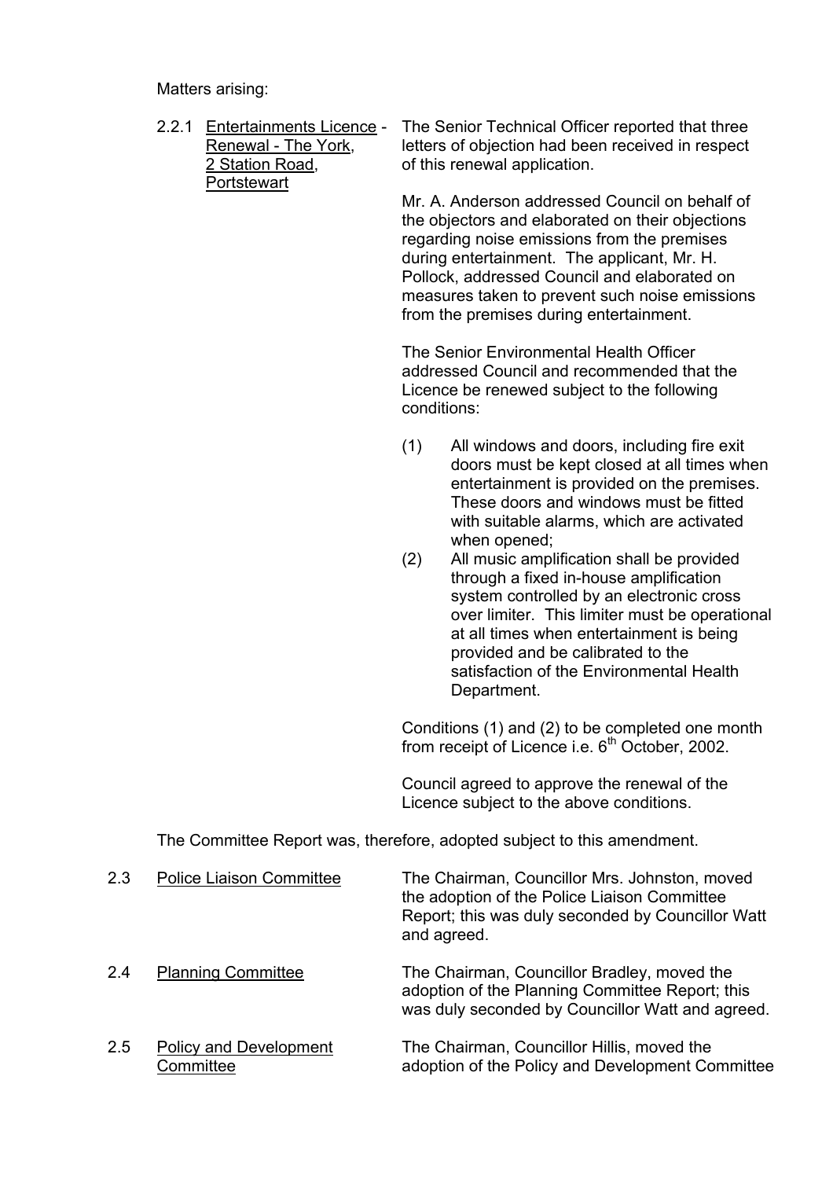Matters arising:

2.2.1 Entertainments Licence - Renewal - The York, 2 Station Road, Portstewart

The Senior Technical Officer reported that three letters of objection had been received in respect of this renewal application.

Mr. A. Anderson addressed Council on behalf of the objectors and elaborated on their objections regarding noise emissions from the premises during entertainment. The applicant, Mr. H. Pollock, addressed Council and elaborated on measures taken to prevent such noise emissions from the premises during entertainment.

The Senior Environmental Health Officer addressed Council and recommended that the Licence be renewed subject to the following conditions:

(1) All windows and doors, including fire exit doors must be kept closed at all times when entertainment is provided on the premises. These doors and windows must be fitted with suitable alarms, which are activated when opened;

(2) All music amplification shall be provided through a fixed in-house amplification system controlled by an electronic cross over limiter. This limiter must be operational at all times when entertainment is being provided and be calibrated to the satisfaction of the Environmental Health Department.

Conditions (1) and (2) to be completed one month from receipt of Licence i.e. 6th October, 2002.

Council agreed to approve the renewal of the Licence subject to the above conditions.

The Committee Report was, therefore, adopted subject to this amendment.

2.3 Police Liaison Committee

The Chairman, Councillor Mrs. Johnston, moved the adoption of the Police Liaison Committee Report; this was duly seconded by Councillor Watt and agreed.

2.4 Planning Committee

The Chairman, Councillor Bradley, moved the adoption of the Planning Committee Report; this was duly seconded by Councillor Watt and agreed.

2.5 Policy and Development Committee

The Chairman, Councillor Hillis, moved the adoption of the Policy and Development Committee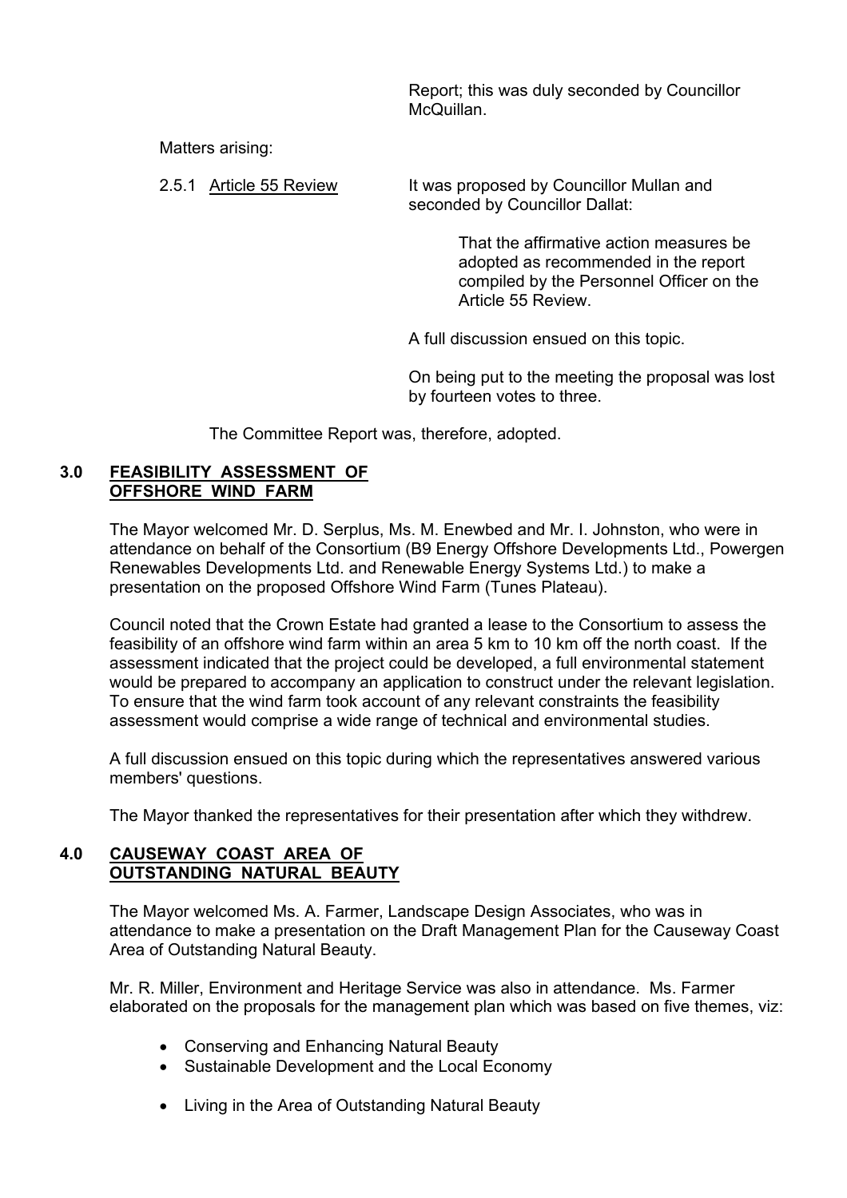Report; this was duly seconded by Councillor McQuillan.

Matters arising:

2.5.1 Article 55 Review

It was proposed by Councillor Mullan and seconded by Councillor Dallat:

> That the affirmative action measures be adopted as recommended in the report compiled by the Personnel Officer on the Article 55 Review.

A full discussion ensued on this topic.

On being put to the meeting the proposal was lost by fourteen votes to three.

The Committee Report was, therefore, adopted.

## 3.0 FEASIBILITY ASSESSMENT OF OFFSHORE WIND FARM

The Mayor welcomed Mr. D. Serplus, Ms. M. Enewbed and Mr. I. Johnston, who were in attendance on behalf of the Consortium (B9 Energy Offshore Developments Ltd., Powergen Renewables Developments Ltd. and Renewable Energy Systems Ltd.) to make a presentation on the proposed Offshore Wind Farm (Tunes Plateau).

Council noted that the Crown Estate had granted a lease to the Consortium to assess the feasibility of an offshore wind farm within an area 5 km to 10 km off the north coast. If the assessment indicated that the project could be developed, a full environmental statement would be prepared to accompany an application to construct under the relevant legislation. To ensure that the wind farm took account of any relevant constraints the feasibility assessment would comprise a wide range of technical and environmental studies.

A full discussion ensued on this topic during which the representatives answered various members' questions.

The Mayor thanked the representatives for their presentation after which they withdrew.

## 4.0 CAUSEWAY COAST AREA OF OUTSTANDING NATURAL BEAUTY

The Mayor welcomed Ms. A. Farmer, Landscape Design Associates, who was in attendance to make a presentation on the Draft Management Plan for the Causeway Coast Area of Outstanding Natural Beauty.

Mr. R. Miller, Environment and Heritage Service was also in attendance. Ms. Farmer elaborated on the proposals for the management plan which was based on five themes, viz:

- Conserving and Enhancing Natural Beauty
- Sustainable Development and the Local Economy
- Living in the Area of Outstanding Natural Beauty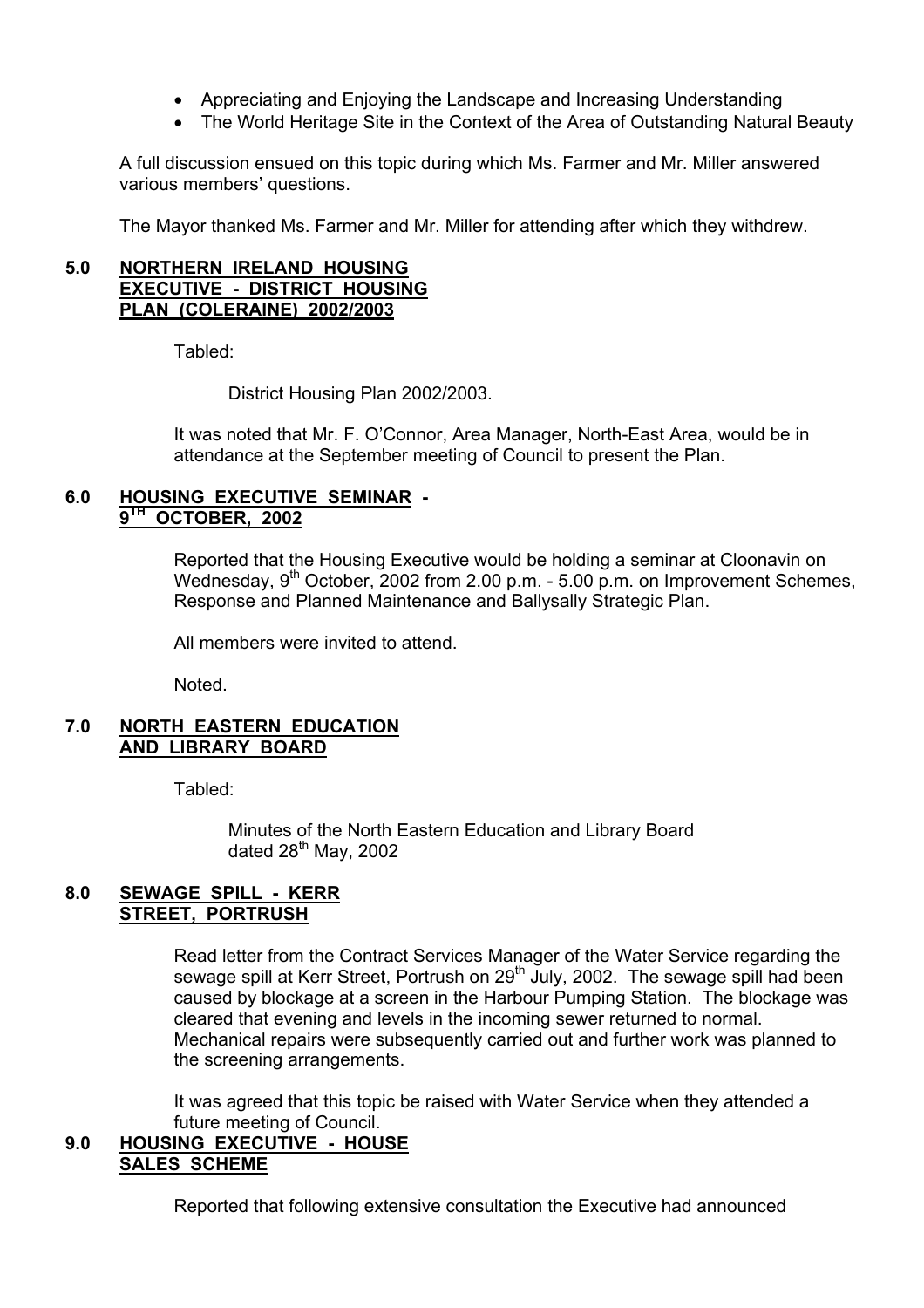- Appreciating and Enjoying the Landscape and Increasing Understanding
- The World Heritage Site in the Context of the Area of Outstanding Natural Beauty

A full discussion ensued on this topic during which Ms. Farmer and Mr. Miller answered various members' questions.

The Mayor thanked Ms. Farmer and Mr. Miller for attending after which they withdrew.

## 5.0 NORTHERN IRELAND HOUSING EXECUTIVE - DISTRICT HOUSING PLAN (COLERAINE) 2002/2003

Tabled:

District Housing Plan 2002/2003.

It was noted that Mr. F. O'Connor, Area Manager, North-East Area, would be in attendance at the September meeting of Council to present the Plan.

## 6.0 HOUSING EXECUTIVE SEMINAR - 9TH OCTOBER, 2002

Reported that the Housing Executive would be holding a seminar at Cloonavin on Wednesday, 9th October, 2002 from 2.00 p.m. - 5.00 p.m. on Improvement Schemes, Response and Planned Maintenance and Ballysally Strategic Plan.

All members were invited to attend.

Noted.

## 7.0 NORTH EASTERN EDUCATION AND LIBRARY BOARD

Tabled:

Minutes of the North Eastern Education and Library Board dated 28th May, 2002

## 8.0 SEWAGE SPILL - KERR STREET, PORTRUSH

Read letter from the Contract Services Manager of the Water Service regarding the sewage spill at Kerr Street, Portrush on 29th July, 2002. The sewage spill had been caused by blockage at a screen in the Harbour Pumping Station. The blockage was cleared that evening and levels in the incoming sewer returned to normal. Mechanical repairs were subsequently carried out and further work was planned to the screening arrangements.

It was agreed that this topic be raised with Water Service when they attended a future meeting of Council.

## 9.0 HOUSING EXECUTIVE - HOUSE SALES SCHEME

Reported that following extensive consultation the Executive had announced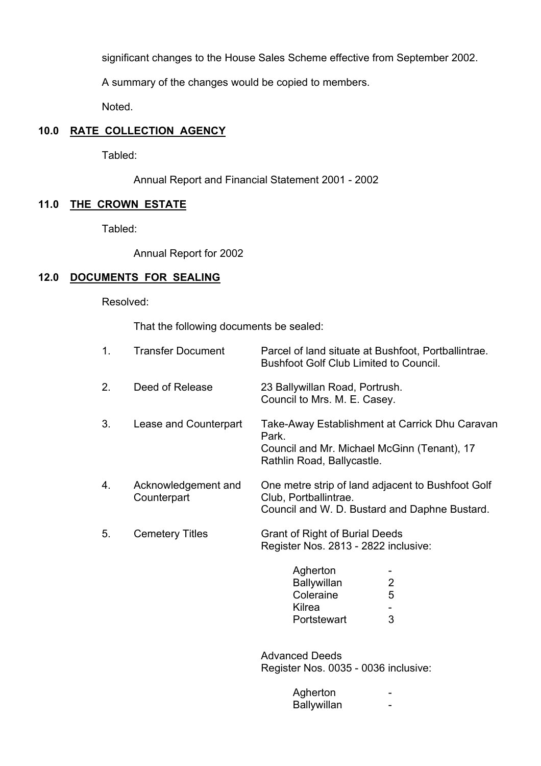significant changes to the House Sales Scheme effective from September 2002.

A summary of the changes would be copied to members.

Noted.

## 10.0 RATE COLLECTION AGENCY

Tabled:

Annual Report and Financial Statement 2001 - 2002

## 11.0 THE CROWN ESTATE

Tabled:

Annual Report for 2002

## 12.0 DOCUMENTS FOR SEALING

Resolved:

That the following documents be sealed:

| | | |
|---|---|---|
| 1. | Transfer Document | Parcel of land situate at Bushfoot, Portballintrae. Bushfoot Golf Club Limited to Council. |
| 2. | Deed of Release | 23 Ballywillan Road, Portrush. Council to Mrs. M. E. Casey. |
| 3. | Lease and Counterpart | Take-Away Establishment at Carrick Dhu Caravan Park. Council and Mr. Michael McGinn (Tenant), 17 Rathlin Road, Ballycastle. |
| 4. | Acknowledgement and Counterpart | One metre strip of land adjacent to Bushfoot Golf Club, Portballintrae. Council and W. D. Bustard and Daphne Bustard. |
| 5. | Cemetery Titles | Grant of Right of Burial Deeds Register Nos. 2813 - 2822 inclusive: |

| | |
|---|---|
| Agherton | - |
| Ballywillan | 2 |
| Coleraine | 5 |
| Kilrea | - |
| Portstewart | 3 |

Advanced Deeds
Register Nos. 0035 - 0036 inclusive:

| | |
|---|---|
| Agherton | - |
| Ballywillan | - |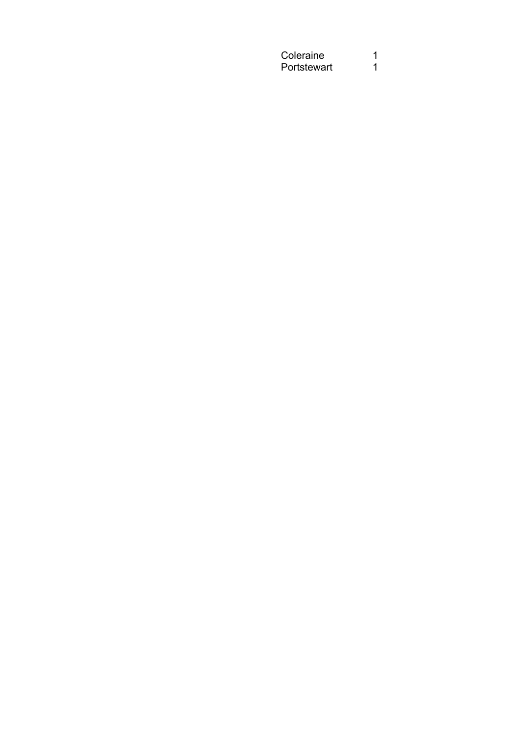| | |
|---|---|
| Coleraine | 1 |
| Portstewart | 1 |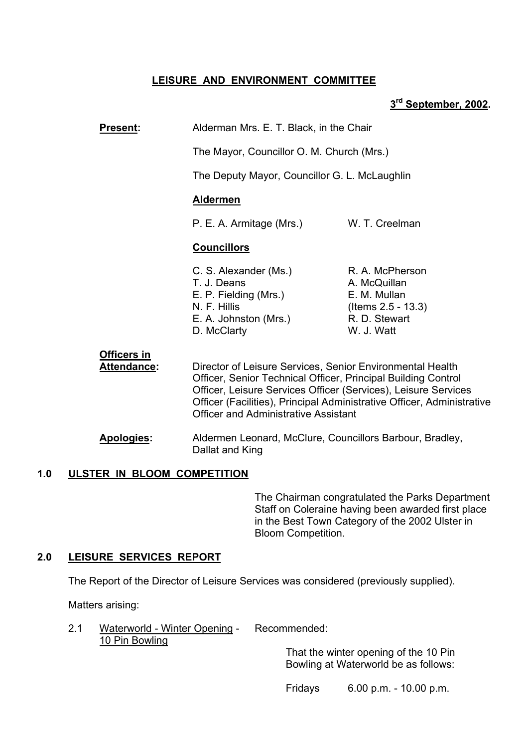## LEISURE AND ENVIRONMENT COMMITTEE

**3rd September, 2002.**

**Present:** Alderman Mrs. E. T. Black, in the Chair

The Mayor, Councillor O. M. Church (Mrs.)

The Deputy Mayor, Councillor G. L. McLaughlin

**Aldermen**

P. E. A. Armitage (Mrs.)    W. T. Creelman

**Councillors**

C. S. Alexander (Ms.)    R. A. McPherson
T. J. Deans    A. McQuillan
E. P. Fielding (Mrs.)    E. M. Mullan
N. F. Hillis    (Items 2.5 - 13.3)
E. A. Johnston (Mrs.)    R. D. Stewart
D. McClarty    W. J. Watt

**Officers in Attendance:** Director of Leisure Services, Senior Environmental Health Officer, Senior Technical Officer, Principal Building Control Officer, Leisure Services Officer (Services), Leisure Services Officer (Facilities), Principal Administrative Officer, Administrative Officer and Administrative Assistant

**Apologies:** Aldermen Leonard, McClure, Councillors Barbour, Bradley, Dallat and King

### 1.0 ULSTER IN BLOOM COMPETITION

The Chairman congratulated the Parks Department Staff on Coleraine having been awarded first place in the Best Town Category of the 2002 Ulster in Bloom Competition.

### 2.0 LEISURE SERVICES REPORT

The Report of the Director of Leisure Services was considered (previously supplied).

Matters arising:

2.1 Waterworld - Winter Opening - 10 Pin Bowling

Recommended:

That the winter opening of the 10 Pin Bowling at Waterworld be as follows:

Fridays    6.00 p.m. - 10.00 p.m.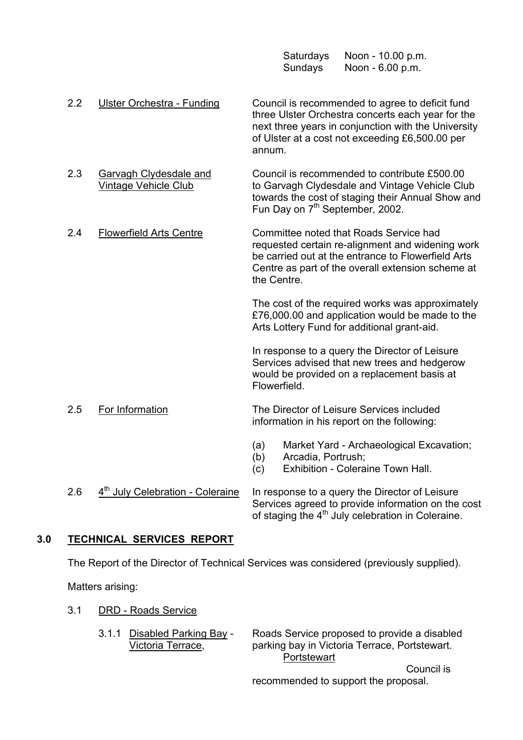| | |
|---|---|
| Saturdays | Noon - 10.00 p.m. |
| Sundays | Noon - 6.00 p.m. |

2.2 Ulster Orchestra - Funding

Council is recommended to agree to deficit fund three Ulster Orchestra concerts each year for the next three years in conjunction with the University of Ulster at a cost not exceeding £6,500.00 per annum.

2.3 Garvagh Clydesdale and Vintage Vehicle Club

Council is recommended to contribute £500.00 to Garvagh Clydesdale and Vintage Vehicle Club towards the cost of staging their Annual Show and Fun Day on 7th September, 2002.

2.4 Flowerfield Arts Centre

Committee noted that Roads Service had requested certain re-alignment and widening work be carried out at the entrance to Flowerfield Arts Centre as part of the overall extension scheme at the Centre.

The cost of the required works was approximately £76,000.00 and application would be made to the Arts Lottery Fund for additional grant-aid.

In response to a query the Director of Leisure Services advised that new trees and hedgerow would be provided on a replacement basis at Flowerfield.

2.5 For Information

The Director of Leisure Services included information in his report on the following:

(a) Market Yard - Archaeological Excavation;
(b) Arcadia, Portrush;
(c) Exhibition - Coleraine Town Hall.

2.6 4th July Celebration - Coleraine

In response to a query the Director of Leisure Services agreed to provide information on the cost of staging the 4th July celebration in Coleraine.

## 3.0 TECHNICAL SERVICES REPORT

The Report of the Director of Technical Services was considered (previously supplied).

Matters arising:

3.1 DRD - Roads Service

3.1.1 Disabled Parking Bay - Victoria Terrace, Portstewart

Roads Service proposed to provide a disabled parking bay in Victoria Terrace, Portstewart.

Council is recommended to support the proposal.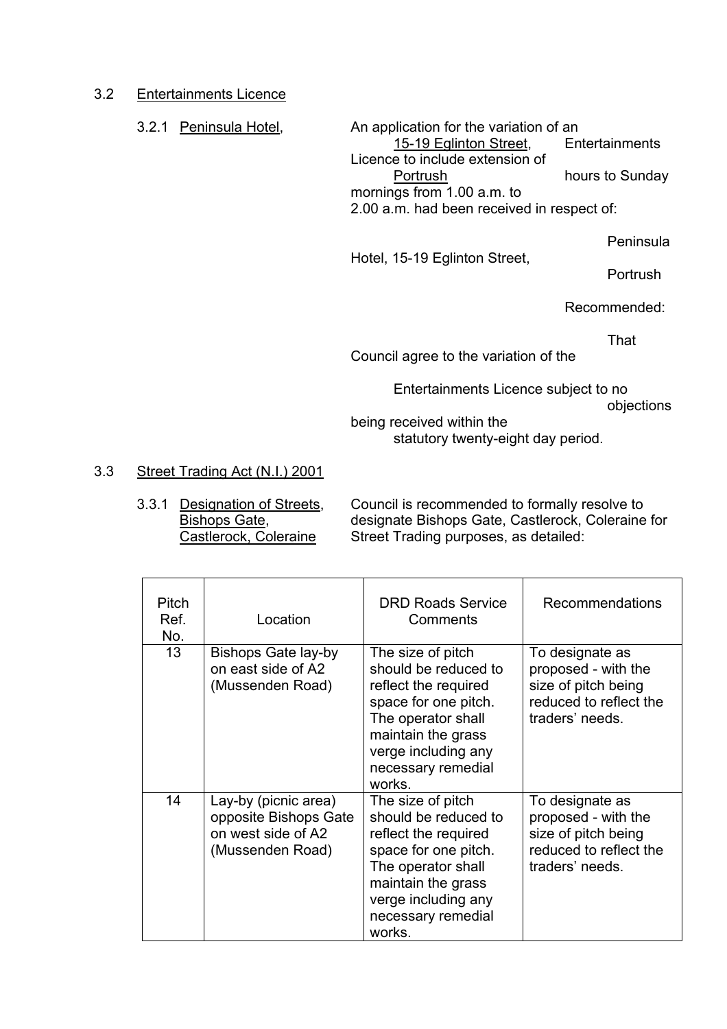### 3.2 Entertainments Licence

3.2.1 Peninsula Hotel, 15-19 Eglinton Street, Portrush

An application for the variation of an Entertainments Licence to include extension of hours to Sunday mornings from 1.00 a.m. to 2.00 a.m. had been received in respect of:

Peninsula Hotel, 15-19 Eglinton Street, Portrush

Recommended:

That Council agree to the variation of the Entertainments Licence subject to no objections being received within the statutory twenty-eight day period.

### 3.3 Street Trading Act (N.I.) 2001

3.3.1 Designation of Streets, Bishops Gate, Castlerock, Coleraine

Council is recommended to formally resolve to designate Bishops Gate, Castlerock, Coleraine for Street Trading purposes, as detailed:

| Pitch Ref. No. | Location | DRD Roads Service Comments | Recommendations |
|---|---|---|---|
| 13 | Bishops Gate lay-by on east side of A2 (Mussenden Road) | The size of pitch should be reduced to reflect the required space for one pitch. The operator shall maintain the grass verge including any necessary remedial works. | To designate as proposed - with the size of pitch being reduced to reflect the traders' needs. |
| 14 | Lay-by (picnic area) opposite Bishops Gate on west side of A2 (Mussenden Road) | The size of pitch should be reduced to reflect the required space for one pitch. The operator shall maintain the grass verge including any necessary remedial works. | To designate as proposed - with the size of pitch being reduced to reflect the traders' needs. |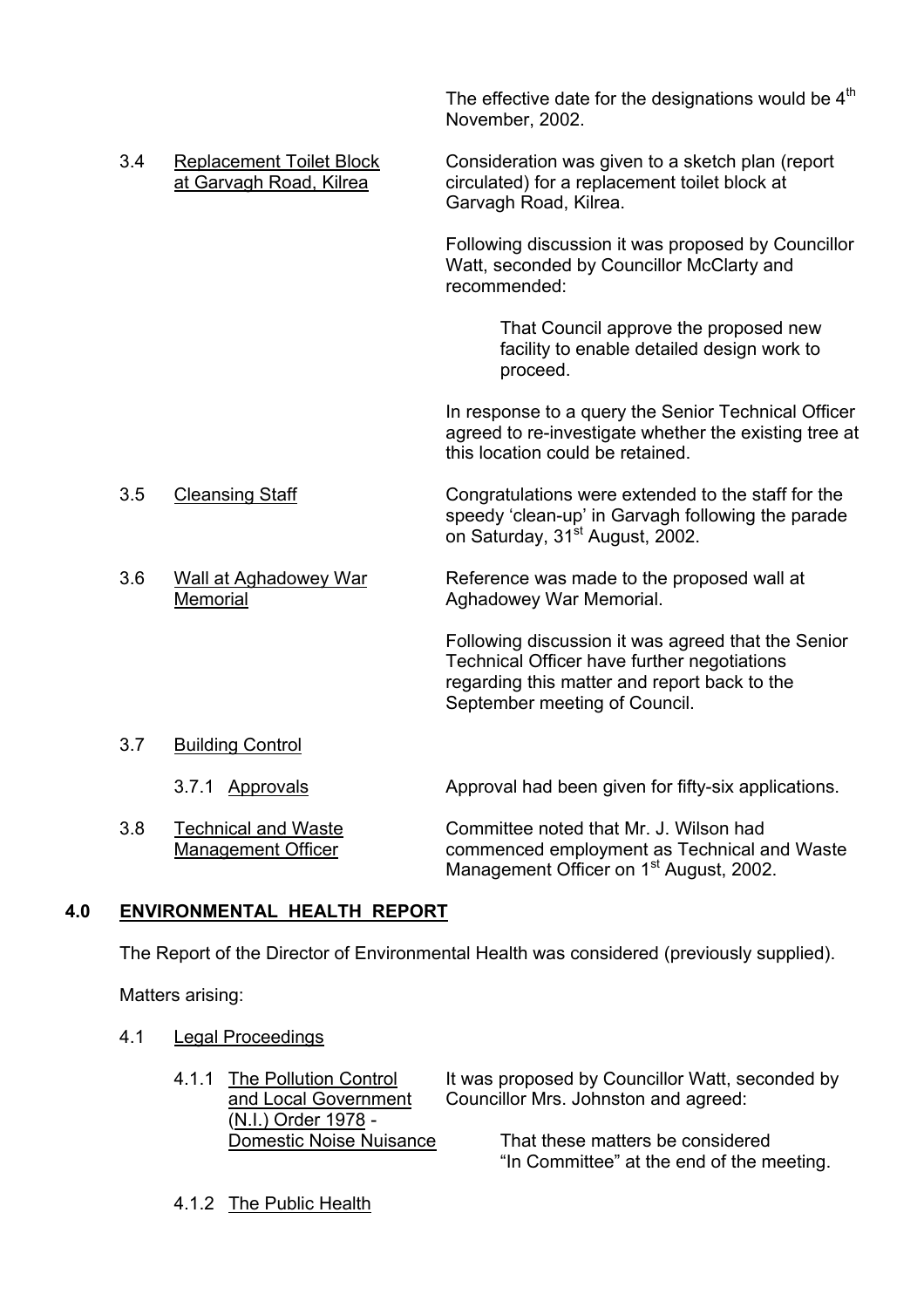The effective date for the designations would be 4th November, 2002.

3.4 <u>Replacement Toilet Block at Garvagh Road, Kilrea</u>

Consideration was given to a sketch plan (report circulated) for a replacement toilet block at Garvagh Road, Kilrea.

Following discussion it was proposed by Councillor Watt, seconded by Councillor McClarty and recommended:

> That Council approve the proposed new facility to enable detailed design work to proceed.

In response to a query the Senior Technical Officer agreed to re-investigate whether the existing tree at this location could be retained.

3.5 <u>Cleansing Staff</u>

Congratulations were extended to the staff for the speedy 'clean-up' in Garvagh following the parade on Saturday, 31st August, 2002.

3.6 <u>Wall at Aghadowey War Memorial</u>

Reference was made to the proposed wall at Aghadowey War Memorial.

Following discussion it was agreed that the Senior Technical Officer have further negotiations regarding this matter and report back to the September meeting of Council.

3.7 <u>Building Control</u>

3.7.1 <u>Approvals</u>

Approval had been given for fifty-six applications.

3.8 <u>Technical and Waste Management Officer</u>

Committee noted that Mr. J. Wilson had commenced employment as Technical and Waste Management Officer on 1st August, 2002.

## 4.0 ENVIRONMENTAL HEALTH REPORT

The Report of the Director of Environmental Health was considered (previously supplied).

Matters arising:

4.1 <u>Legal Proceedings</u>

4.1.1 <u>The Pollution Control and Local Government (N.I.) Order 1978 - Domestic Noise Nuisance</u>

It was proposed by Councillor Watt, seconded by Councillor Mrs. Johnston and agreed:

> That these matters be considered "In Committee" at the end of the meeting.

4.1.2 <u>The Public Health</u>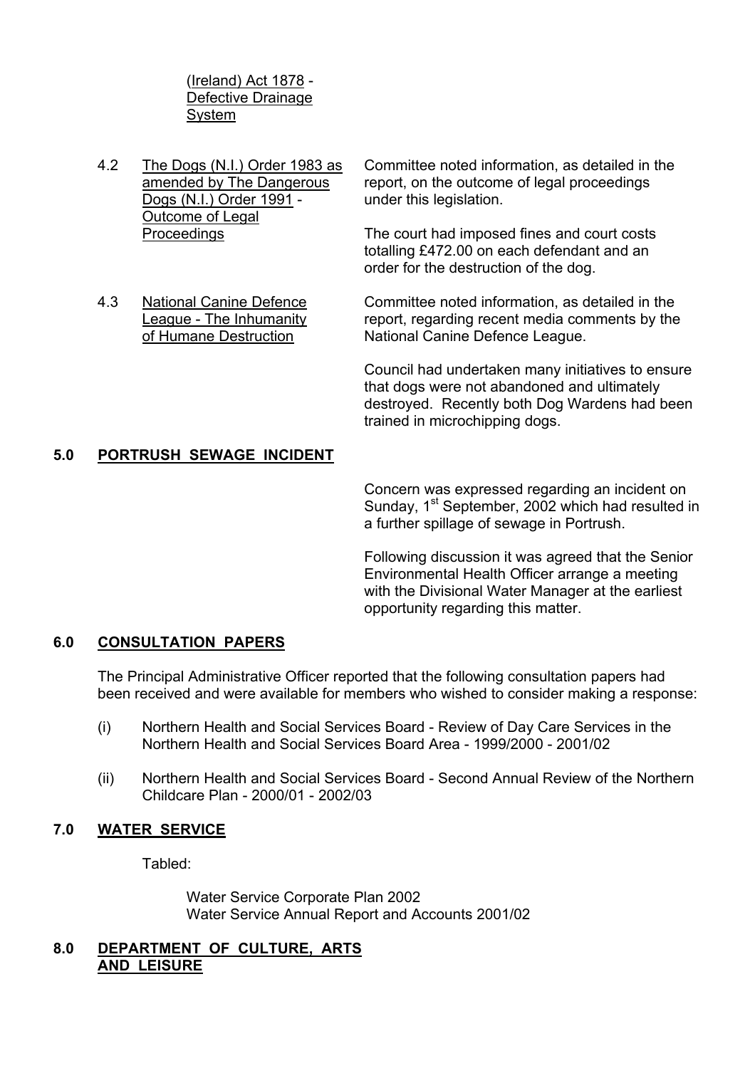(Ireland) Act 1878 - Defective Drainage System

4.2 The Dogs (N.I.) Order 1983 as amended by The Dangerous Dogs (N.I.) Order 1991 - Outcome of Legal Proceedings

Committee noted information, as detailed in the report, on the outcome of legal proceedings under this legislation.

The court had imposed fines and court costs totalling £472.00 on each defendant and an order for the destruction of the dog.

4.3 National Canine Defence League - The Inhumanity of Humane Destruction

Committee noted information, as detailed in the report, regarding recent media comments by the National Canine Defence League.

Council had undertaken many initiatives to ensure that dogs were not abandoned and ultimately destroyed. Recently both Dog Wardens had been trained in microchipping dogs.

## 5.0 PORTRUSH SEWAGE INCIDENT

Concern was expressed regarding an incident on Sunday, 1st September, 2002 which had resulted in a further spillage of sewage in Portrush.

Following discussion it was agreed that the Senior Environmental Health Officer arrange a meeting with the Divisional Water Manager at the earliest opportunity regarding this matter.

## 6.0 CONSULTATION PAPERS

The Principal Administrative Officer reported that the following consultation papers had been received and were available for members who wished to consider making a response:

(i) Northern Health and Social Services Board - Review of Day Care Services in the Northern Health and Social Services Board Area - 1999/2000 - 2001/02

(ii) Northern Health and Social Services Board - Second Annual Review of the Northern Childcare Plan - 2000/01 - 2002/03

## 7.0 WATER SERVICE

Tabled:

Water Service Corporate Plan 2002
Water Service Annual Report and Accounts 2001/02

## 8.0 DEPARTMENT OF CULTURE, ARTS AND LEISURE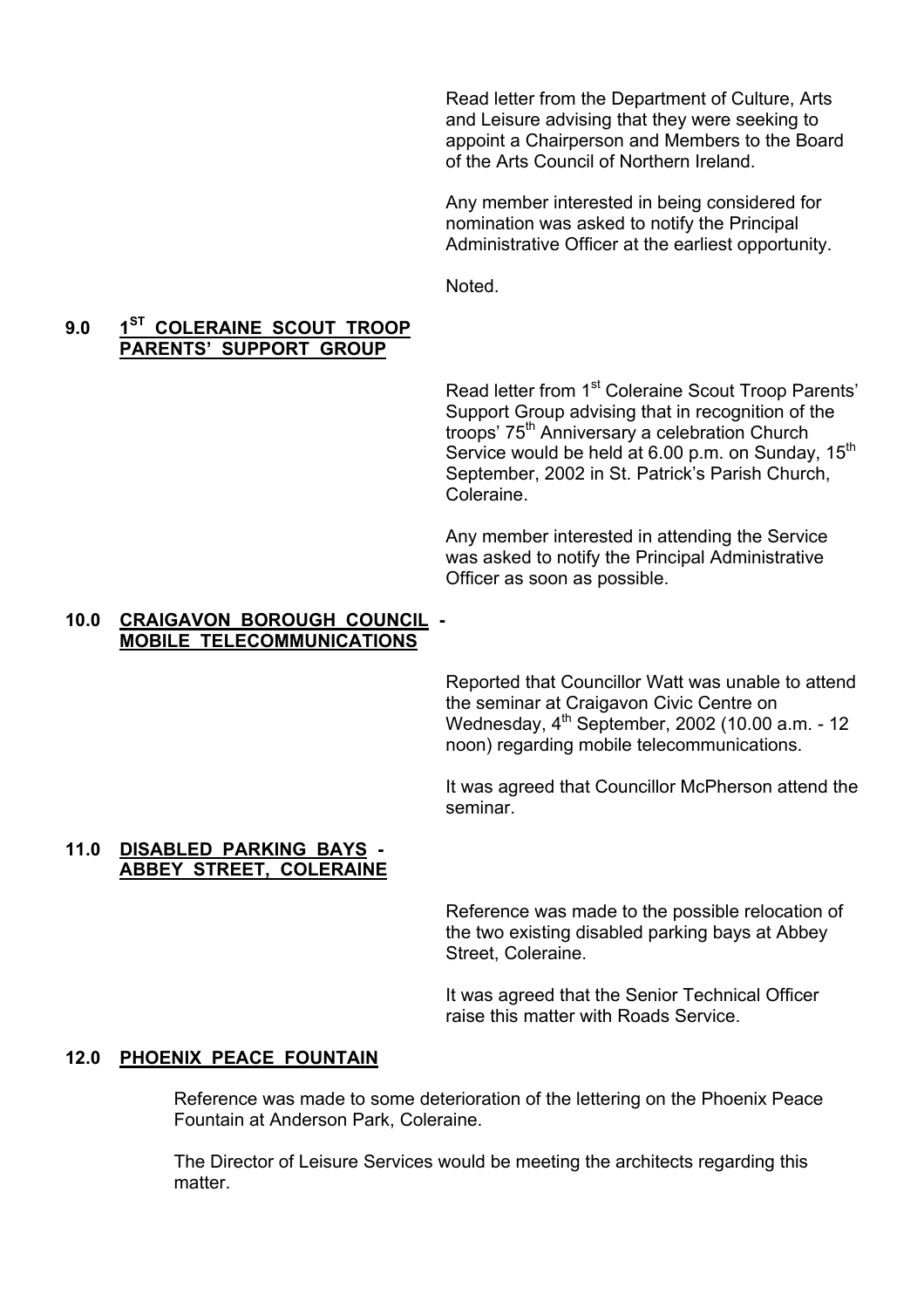Read letter from the Department of Culture, Arts and Leisure advising that they were seeking to appoint a Chairperson and Members to the Board of the Arts Council of Northern Ireland.

Any member interested in being considered for nomination was asked to notify the Principal Administrative Officer at the earliest opportunity.

Noted.

## 9.0 1ST COLERAINE SCOUT TROOP PARENTS' SUPPORT GROUP

Read letter from 1st Coleraine Scout Troop Parents' Support Group advising that in recognition of the troops' 75th Anniversary a celebration Church Service would be held at 6.00 p.m. on Sunday, 15th September, 2002 in St. Patrick's Parish Church, Coleraine.

Any member interested in attending the Service was asked to notify the Principal Administrative Officer as soon as possible.

## 10.0 CRAIGAVON BOROUGH COUNCIL - MOBILE TELECOMMUNICATIONS

Reported that Councillor Watt was unable to attend the seminar at Craigavon Civic Centre on Wednesday, 4th September, 2002 (10.00 a.m. - 12 noon) regarding mobile telecommunications.

It was agreed that Councillor McPherson attend the seminar.

## 11.0 DISABLED PARKING BAYS - ABBEY STREET, COLERAINE

Reference was made to the possible relocation of the two existing disabled parking bays at Abbey Street, Coleraine.

It was agreed that the Senior Technical Officer raise this matter with Roads Service.

## 12.0 PHOENIX PEACE FOUNTAIN

Reference was made to some deterioration of the lettering on the Phoenix Peace Fountain at Anderson Park, Coleraine.

The Director of Leisure Services would be meeting the architects regarding this matter.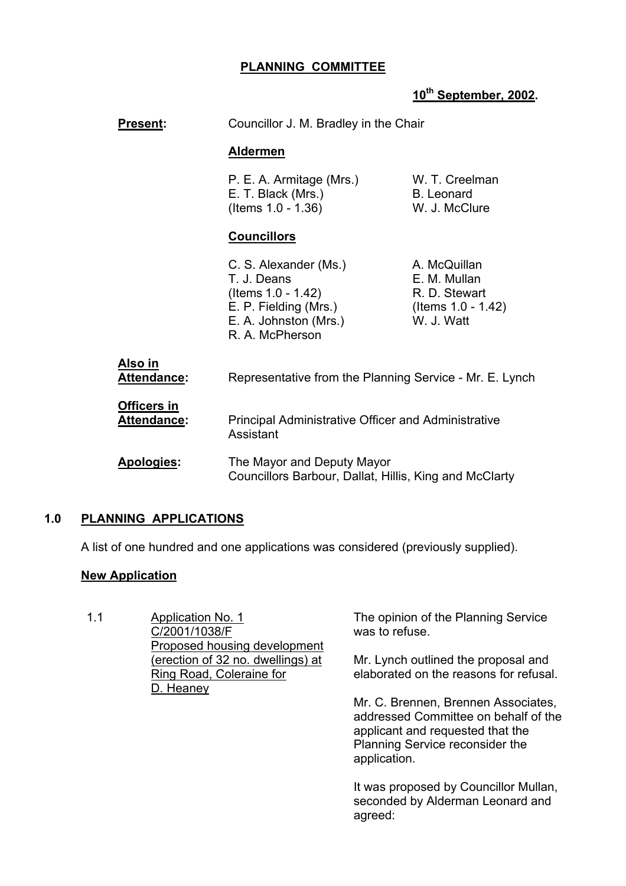## PLANNING COMMITTEE

**10th September, 2002.**

**Present:** Councillor J. M. Bradley in the Chair

**Aldermen**

| | |
|---|---|
| P. E. A. Armitage (Mrs.) | W. T. Creelman |
| E. T. Black (Mrs.) (Items 1.0 - 1.36) | B. Leonard |
| | W. J. McClure |

**Councillors**

| | |
|---|---|
| C. S. Alexander (Ms.) | A. McQuillan |
| T. J. Deans (Items 1.0 - 1.42) | E. M. Mullan |
| E. P. Fielding (Mrs.) | R. D. Stewart (Items 1.0 - 1.42) |
| E. A. Johnston (Mrs.) | W. J. Watt |
| R. A. McPherson | |

**Also in Attendance:** Representative from the Planning Service - Mr. E. Lynch

**Officers in Attendance:** Principal Administrative Officer and Administrative Assistant

**Apologies:** The Mayor and Deputy Mayor
Councillors Barbour, Dallat, Hillis, King and McClarty

### 1.0 PLANNING APPLICATIONS

A list of one hundred and one applications was considered (previously supplied).

**New Application**

1.1 Application No. 1
C/2001/1038/F
Proposed housing development (erection of 32 no. dwellings) at Ring Road, Coleraine for D. Heaney

The opinion of the Planning Service was to refuse.

Mr. Lynch outlined the proposal and elaborated on the reasons for refusal.

Mr. C. Brennen, Brennen Associates, addressed Committee on behalf of the applicant and requested that the Planning Service reconsider the application.

It was proposed by Councillor Mullan, seconded by Alderman Leonard and agreed: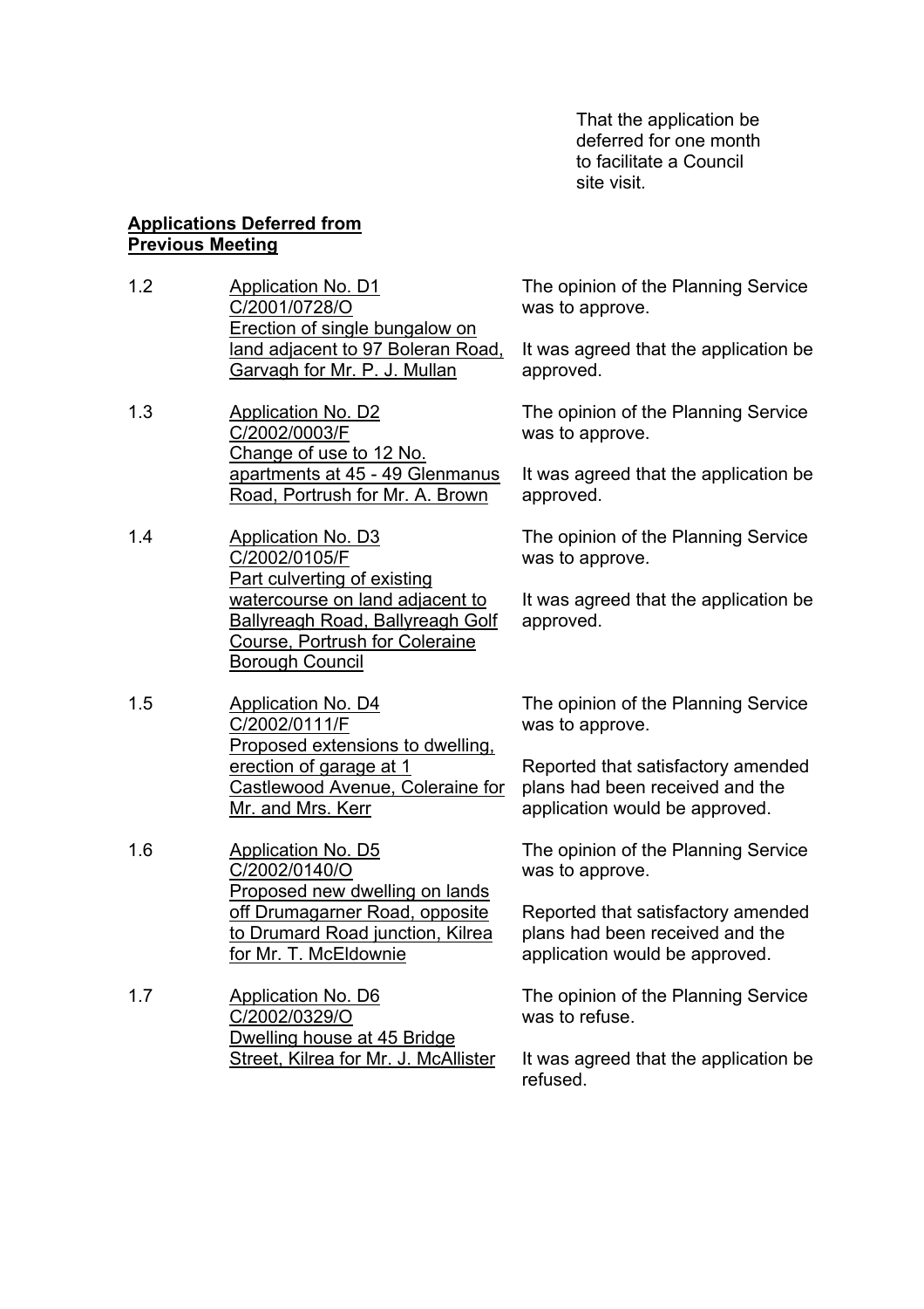That the application be deferred for one month to facilitate a Council site visit.

**Applications Deferred from Previous Meeting**

| | | |
|---|---|---|
| 1.2 | Application No. D1<br>C/2001/0728/O<br>Erection of single bungalow on land adjacent to 97 Boleran Road, Garvagh for Mr. P. J. Mullan | The opinion of the Planning Service was to approve.<br><br>It was agreed that the application be approved. |
| 1.3 | Application No. D2<br>C/2002/0003/F<br>Change of use to 12 No. apartments at 45 - 49 Glenmanus Road, Portrush for Mr. A. Brown | The opinion of the Planning Service was to approve.<br><br>It was agreed that the application be approved. |
| 1.4 | Application No. D3<br>C/2002/0105/F<br>Part culverting of existing watercourse on land adjacent to Ballyreagh Road, Ballyreagh Golf Course, Portrush for Coleraine Borough Council | The opinion of the Planning Service was to approve.<br><br>It was agreed that the application be approved. |
| 1.5 | Application No. D4<br>C/2002/0111/F<br>Proposed extensions to dwelling, erection of garage at 1 Castlewood Avenue, Coleraine for Mr. and Mrs. Kerr | The opinion of the Planning Service was to approve.<br><br>Reported that satisfactory amended plans had been received and the application would be approved. |
| 1.6 | Application No. D5<br>C/2002/0140/O<br>Proposed new dwelling on lands off Drumagarner Road, opposite to Drumard Road junction, Kilrea for Mr. T. McEldownie | The opinion of the Planning Service was to approve.<br><br>Reported that satisfactory amended plans had been received and the application would be approved. |
| 1.7 | Application No. D6<br>C/2002/0329/O<br>Dwelling house at 45 Bridge Street, Kilrea for Mr. J. McAllister | The opinion of the Planning Service was to refuse.<br><br>It was agreed that the application be refused. |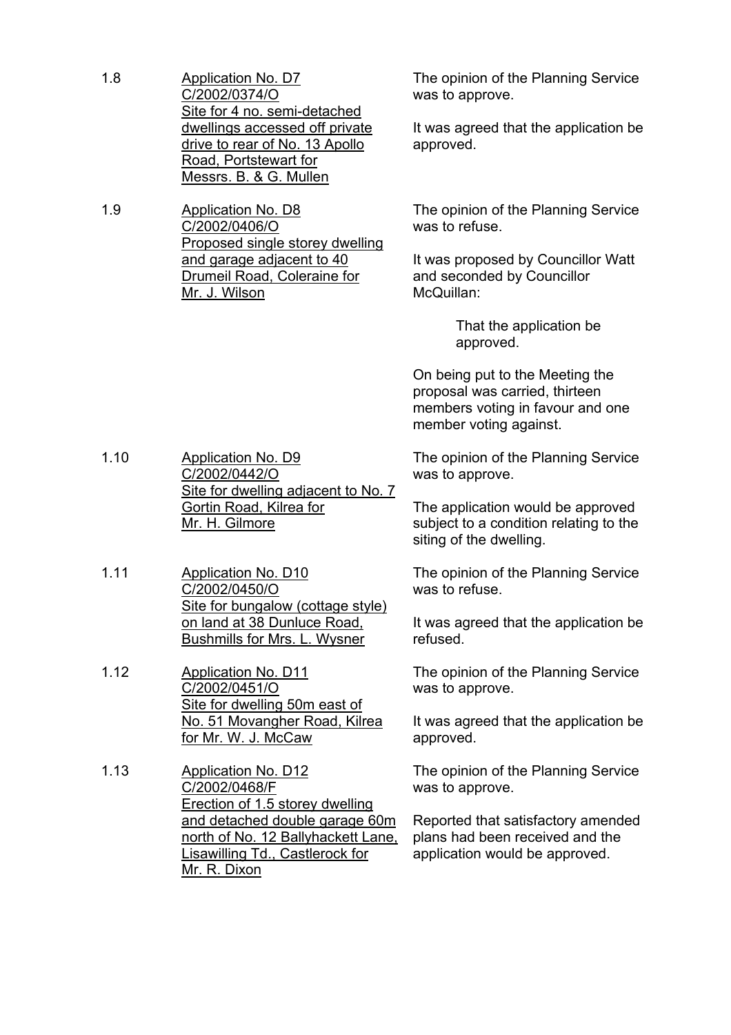1.8 <u>Application No. D7</u>
<u>C/2002/0374/O</u>
<u>Site for 4 no. semi-detached dwellings accessed off private drive to rear of No. 13 Apollo Road, Portstewart for Messrs. B. & G. Mullen</u>

The opinion of the Planning Service was to approve.

It was agreed that the application be approved.

1.9 <u>Application No. D8</u>
<u>C/2002/0406/O</u>
<u>Proposed single storey dwelling and garage adjacent to 40 Drumeil Road, Coleraine for Mr. J. Wilson</u>

The opinion of the Planning Service was to refuse.

It was proposed by Councillor Watt and seconded by Councillor McQuillan:

> That the application be approved.

On being put to the Meeting the proposal was carried, thirteen members voting in favour and one member voting against.

1.10 <u>Application No. D9</u>
<u>C/2002/0442/O</u>
<u>Site for dwelling adjacent to No. 7 Gortin Road, Kilrea for Mr. H. Gilmore</u>

The opinion of the Planning Service was to approve.

The application would be approved subject to a condition relating to the siting of the dwelling.

1.11 <u>Application No. D10</u>
<u>C/2002/0450/O</u>
<u>Site for bungalow (cottage style) on land at 38 Dunluce Road, Bushmills for Mrs. L. Wysner</u>

The opinion of the Planning Service was to refuse.

It was agreed that the application be refused.

1.12 <u>Application No. D11</u>
<u>C/2002/0451/O</u>
<u>Site for dwelling 50m east of No. 51 Movangher Road, Kilrea for Mr. W. J. McCaw</u>

The opinion of the Planning Service was to approve.

It was agreed that the application be approved.

1.13 <u>Application No. D12</u>
<u>C/2002/0468/F</u>
<u>Erection of 1.5 storey dwelling and detached double garage 60m north of No. 12 Ballyhackett Lane, Lisawilling Td., Castlerock for Mr. R. Dixon</u>

The opinion of the Planning Service was to approve.

Reported that satisfactory amended plans had been received and the application would be approved.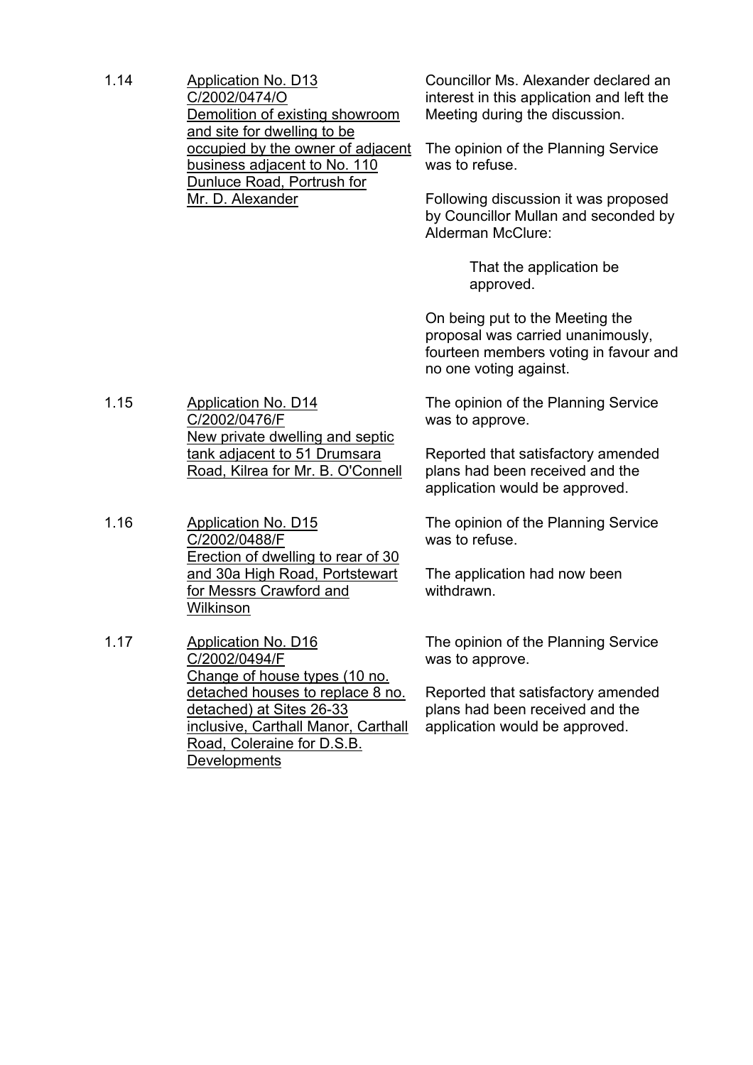1.14 <u>Application No. D13 C/2002/0474/O Demolition of existing showroom and site for dwelling to be occupied by the owner of adjacent business adjacent to No. 110 Dunluce Road, Portrush for Mr. D. Alexander</u>

Councillor Ms. Alexander declared an interest in this application and left the Meeting during the discussion.

The opinion of the Planning Service was to refuse.

Following discussion it was proposed by Councillor Mullan and seconded by Alderman McClure:

> That the application be approved.

On being put to the Meeting the proposal was carried unanimously, fourteen members voting in favour and no one voting against.

1.15 <u>Application No. D14 C/2002/0476/F New private dwelling and septic tank adjacent to 51 Drumsara Road, Kilrea for Mr. B. O'Connell</u>

The opinion of the Planning Service was to approve.

Reported that satisfactory amended plans had been received and the application would be approved.

1.16 <u>Application No. D15 C/2002/0488/F Erection of dwelling to rear of 30 and 30a High Road, Portstewart for Messrs Crawford and Wilkinson</u>

The opinion of the Planning Service was to refuse.

The application had now been withdrawn.

1.17 <u>Application No. D16 C/2002/0494/F Change of house types (10 no. detached houses to replace 8 no. detached) at Sites 26-33 inclusive, Carthall Manor, Carthall Road, Coleraine for D.S.B. Developments</u>

The opinion of the Planning Service was to approve.

Reported that satisfactory amended plans had been received and the application would be approved.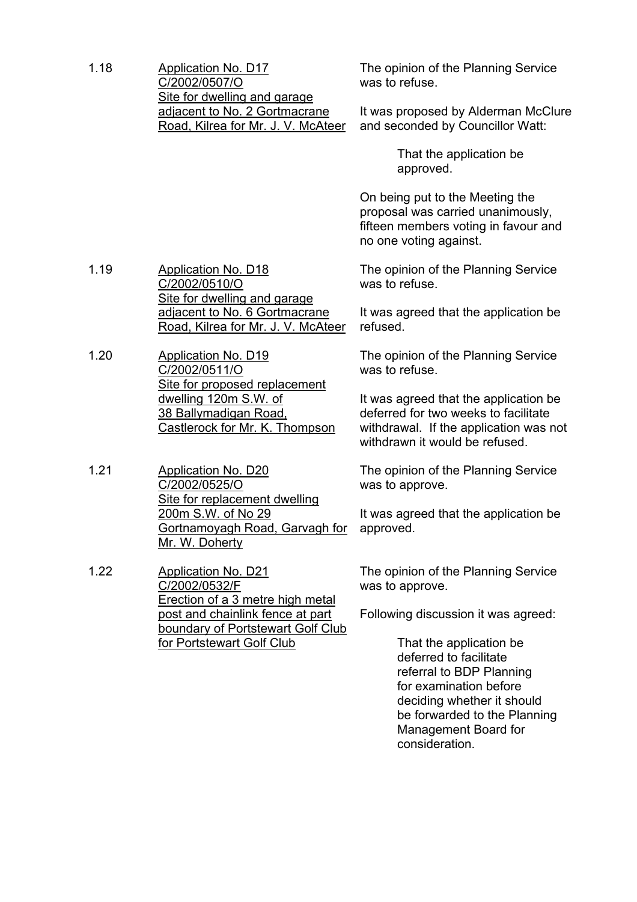1.18 Application No. D17
C/2002/0507/O
Site for dwelling and garage adjacent to No. 2 Gortmacrane Road, Kilrea for Mr. J. V. McAteer

The opinion of the Planning Service was to refuse.

It was proposed by Alderman McClure and seconded by Councillor Watt:

> That the application be approved.

On being put to the Meeting the proposal was carried unanimously, fifteen members voting in favour and no one voting against.

1.19 Application No. D18
C/2002/0510/O
Site for dwelling and garage adjacent to No. 6 Gortmacrane Road, Kilrea for Mr. J. V. McAteer

The opinion of the Planning Service was to refuse.

It was agreed that the application be refused.

1.20 Application No. D19
C/2002/0511/O
Site for proposed replacement dwelling 120m S.W. of 38 Ballymadigan Road, Castlerock for Mr. K. Thompson

The opinion of the Planning Service was to refuse.

It was agreed that the application be deferred for two weeks to facilitate withdrawal. If the application was not withdrawn it would be refused.

1.21 Application No. D20
C/2002/0525/O
Site for replacement dwelling 200m S.W. of No 29 Gortnamoyagh Road, Garvagh for Mr. W. Doherty

The opinion of the Planning Service was to approve.

It was agreed that the application be approved.

1.22 Application No. D21
C/2002/0532/F
Erection of a 3 metre high metal post and chainlink fence at part boundary of Portstewart Golf Club for Portstewart Golf Club

The opinion of the Planning Service was to approve.

Following discussion it was agreed:

> That the application be deferred to facilitate referral to BDP Planning for examination before deciding whether it should be forwarded to the Planning Management Board for consideration.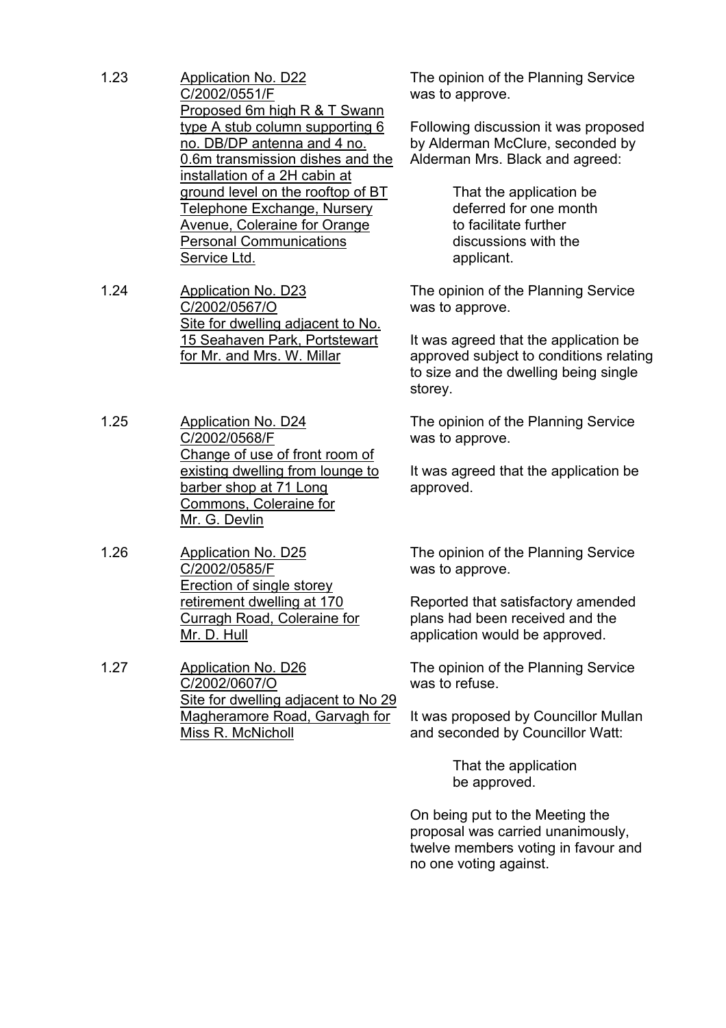1.23 Application No. D22
C/2002/0551/F
Proposed 6m high R & T Swann type A stub column supporting 6 no. DB/DP antenna and 4 no. 0.6m transmission dishes and the installation of a 2H cabin at ground level on the rooftop of BT Telephone Exchange, Nursery Avenue, Coleraine for Orange Personal Communications Service Ltd.

The opinion of the Planning Service was to approve.

Following discussion it was proposed by Alderman McClure, seconded by Alderman Mrs. Black and agreed:

> That the application be deferred for one month to facilitate further discussions with the applicant.

1.24 Application No. D23
C/2002/0567/O
Site for dwelling adjacent to No. 15 Seahaven Park, Portstewart for Mr. and Mrs. W. Millar

The opinion of the Planning Service was to approve.

It was agreed that the application be approved subject to conditions relating to size and the dwelling being single storey.

1.25 Application No. D24
C/2002/0568/F
Change of use of front room of existing dwelling from lounge to barber shop at 71 Long Commons, Coleraine for Mr. G. Devlin

The opinion of the Planning Service was to approve.

It was agreed that the application be approved.

1.26 Application No. D25
C/2002/0585/F
Erection of single storey retirement dwelling at 170 Curragh Road, Coleraine for Mr. D. Hull

The opinion of the Planning Service was to approve.

Reported that satisfactory amended plans had been received and the application would be approved.

1.27 Application No. D26
C/2002/0607/O
Site for dwelling adjacent to No 29 Magheramore Road, Garvagh for Miss R. McNicholl

The opinion of the Planning Service was to refuse.

It was proposed by Councillor Mullan and seconded by Councillor Watt:

> That the application be approved.

On being put to the Meeting the proposal was carried unanimously, twelve members voting in favour and no one voting against.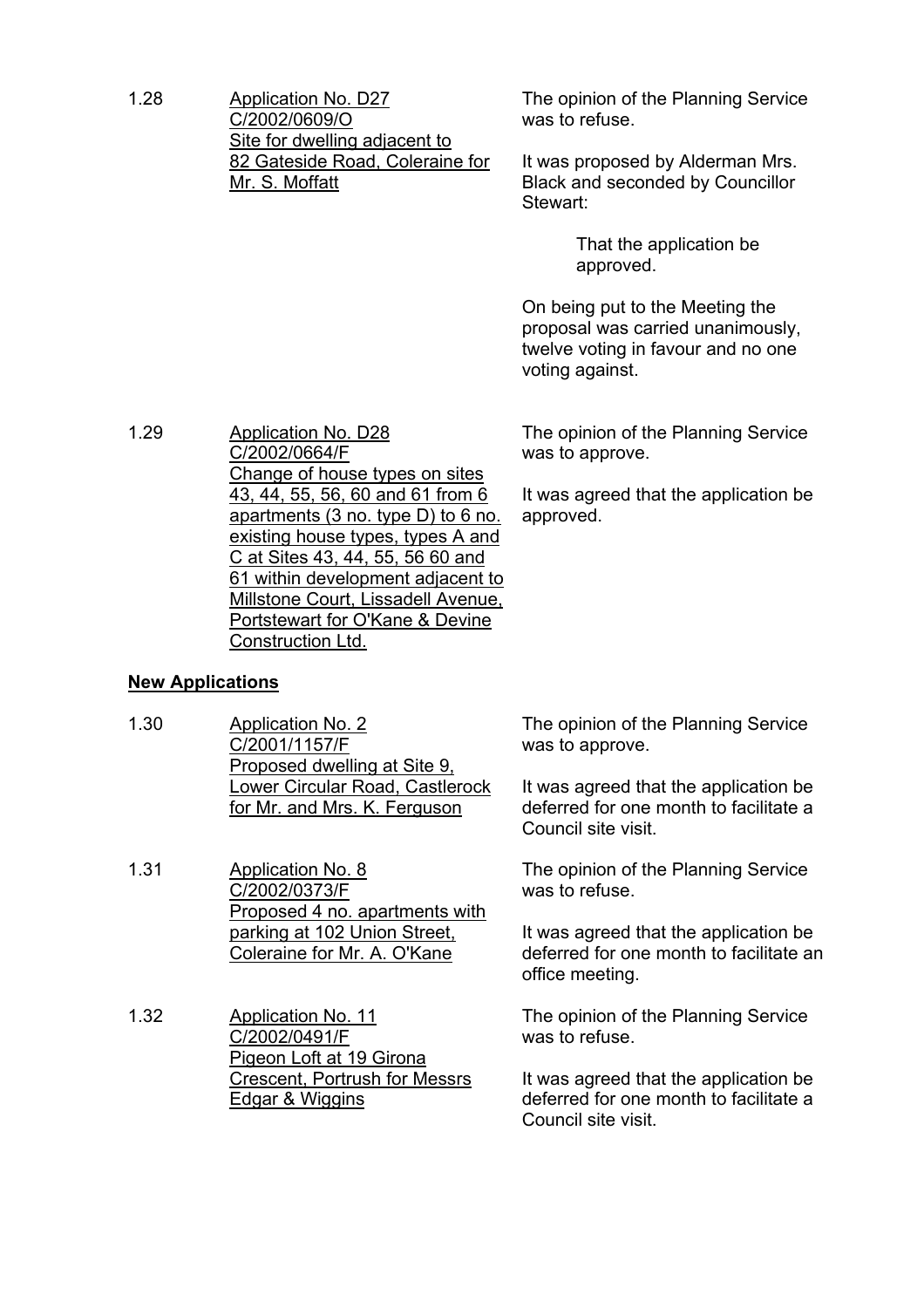1.28 <u>Application No. D27 C/2002/0609/O Site for dwelling adjacent to 82 Gateside Road, Coleraine for Mr. S. Moffatt</u>

The opinion of the Planning Service was to refuse.

It was proposed by Alderman Mrs. Black and seconded by Councillor Stewart:

> That the application be approved.

On being put to the Meeting the proposal was carried unanimously, twelve voting in favour and no one voting against.

1.29 <u>Application No. D28 C/2002/0664/F Change of house types on sites 43, 44, 55, 56, 60 and 61 from 6 apartments (3 no. type D) to 6 no. existing house types, types A and C at Sites 43, 44, 55, 56 60 and 61 within development adjacent to Millstone Court, Lissadell Avenue, Portstewart for O'Kane & Devine Construction Ltd.</u>

The opinion of the Planning Service was to approve.

It was agreed that the application be approved.

**<u>New Applications</u>**

1.30 <u>Application No. 2 C/2001/1157/F Proposed dwelling at Site 9, Lower Circular Road, Castlerock for Mr. and Mrs. K. Ferguson</u>

The opinion of the Planning Service was to approve.

It was agreed that the application be deferred for one month to facilitate a Council site visit.

1.31 <u>Application No. 8 C/2002/0373/F Proposed 4 no. apartments with parking at 102 Union Street, Coleraine for Mr. A. O'Kane</u>

The opinion of the Planning Service was to refuse.

It was agreed that the application be deferred for one month to facilitate an office meeting.

1.32 <u>Application No. 11 C/2002/0491/F Pigeon Loft at 19 Girona Crescent, Portrush for Messrs Edgar & Wiggins</u>

The opinion of the Planning Service was to refuse.

It was agreed that the application be deferred for one month to facilitate a Council site visit.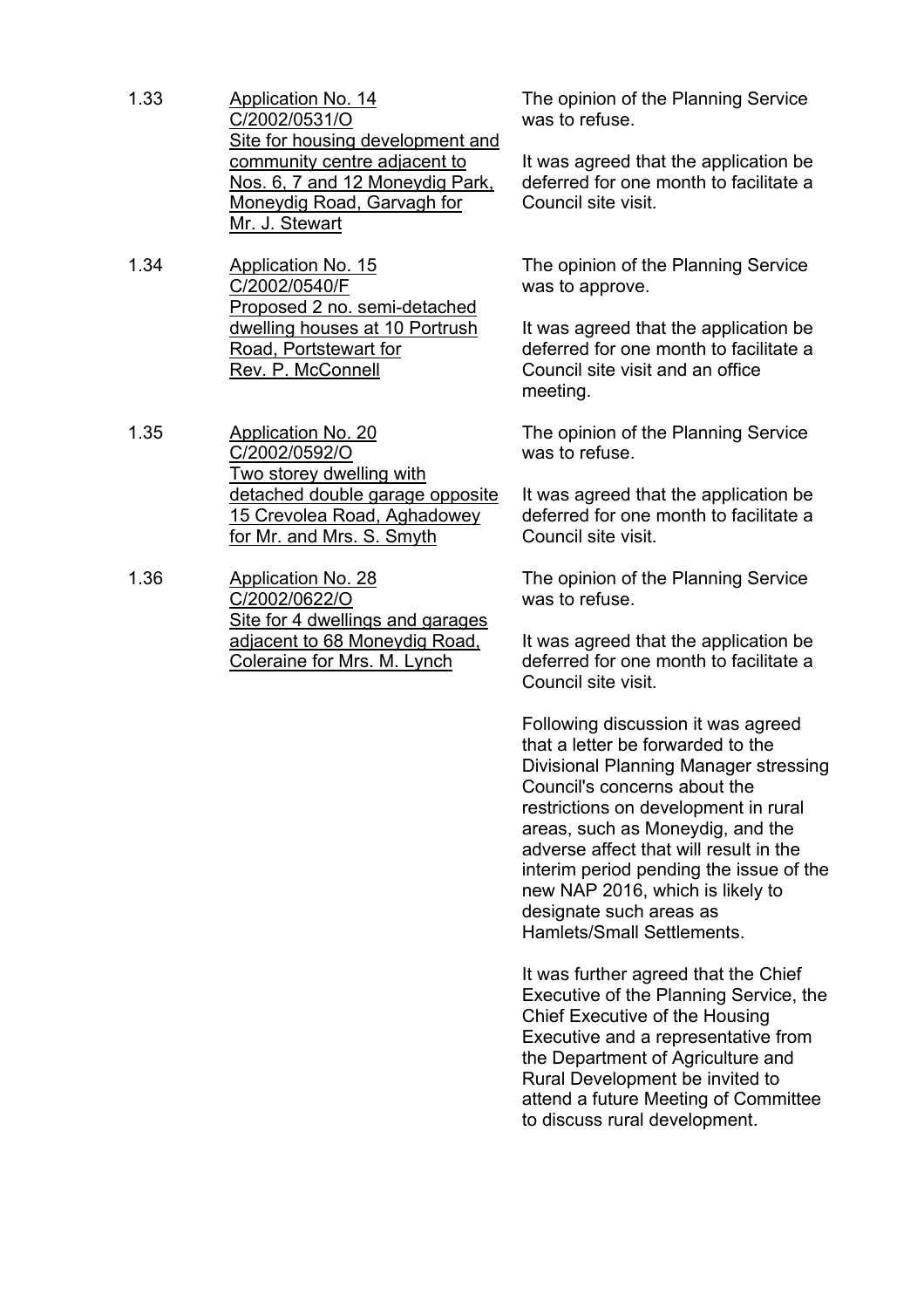1.33 <u>Application No. 14</u>
<u>C/2002/0531/O</u>
<u>Site for housing development and community centre adjacent to Nos. 6, 7 and 12 Moneydig Park, Moneydig Road, Garvagh for Mr. J. Stewart</u>

The opinion of the Planning Service was to refuse.

It was agreed that the application be deferred for one month to facilitate a Council site visit.

1.34 <u>Application No. 15</u>
<u>C/2002/0540/F</u>
<u>Proposed 2 no. semi-detached dwelling houses at 10 Portrush Road, Portstewart for Rev. P. McConnell</u>

The opinion of the Planning Service was to approve.

It was agreed that the application be deferred for one month to facilitate a Council site visit and an office meeting.

1.35 <u>Application No. 20</u>
<u>C/2002/0592/O</u>
<u>Two storey dwelling with detached double garage opposite 15 Crevolea Road, Aghadowey for Mr. and Mrs. S. Smyth</u>

The opinion of the Planning Service was to refuse.

It was agreed that the application be deferred for one month to facilitate a Council site visit.

1.36 <u>Application No. 28</u>
<u>C/2002/0622/O</u>
<u>Site for 4 dwellings and garages adjacent to 68 Moneydig Road, Coleraine for Mrs. M. Lynch</u>

The opinion of the Planning Service was to refuse.

It was agreed that the application be deferred for one month to facilitate a Council site visit.

Following discussion it was agreed that a letter be forwarded to the Divisional Planning Manager stressing Council's concerns about the restrictions on development in rural areas, such as Moneydig, and the adverse affect that will result in the interim period pending the issue of the new NAP 2016, which is likely to designate such areas as Hamlets/Small Settlements.

It was further agreed that the Chief Executive of the Planning Service, the Chief Executive of the Housing Executive and a representative from the Department of Agriculture and Rural Development be invited to attend a future Meeting of Committee to discuss rural development.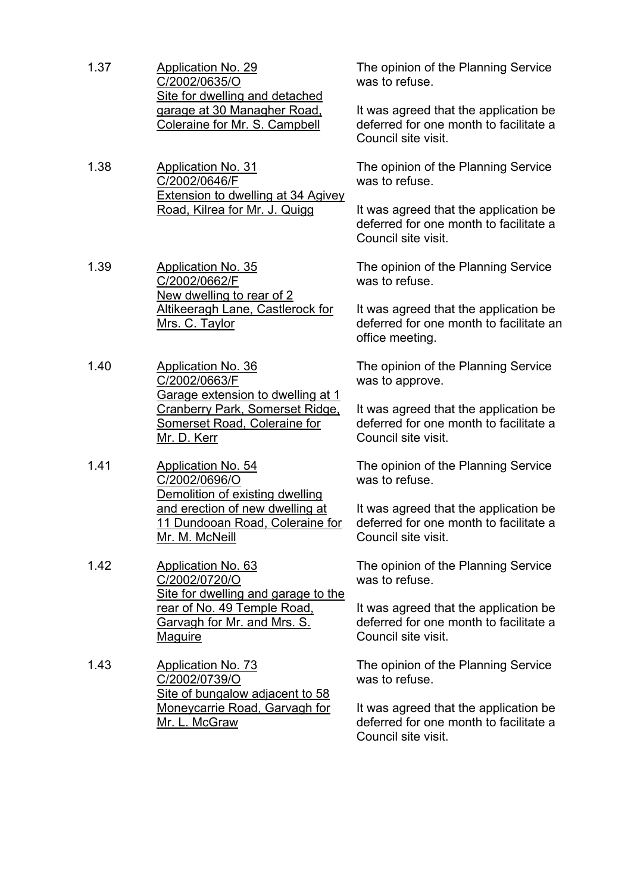1.37 Application No. 29
C/2002/0635/O
Site for dwelling and detached garage at 30 Managher Road, Coleraine for Mr. S. Campbell

The opinion of the Planning Service was to refuse.

It was agreed that the application be deferred for one month to facilitate a Council site visit.

1.38 Application No. 31
C/2002/0646/F
Extension to dwelling at 34 Agivey Road, Kilrea for Mr. J. Quigg

The opinion of the Planning Service was to refuse.

It was agreed that the application be deferred for one month to facilitate a Council site visit.

1.39 Application No. 35
C/2002/0662/F
New dwelling to rear of 2 Altikeeragh Lane, Castlerock for Mrs. C. Taylor

The opinion of the Planning Service was to refuse.

It was agreed that the application be deferred for one month to facilitate an office meeting.

1.40 Application No. 36
C/2002/0663/F
Garage extension to dwelling at 1 Cranberry Park, Somerset Ridge, Somerset Road, Coleraine for Mr. D. Kerr

The opinion of the Planning Service was to approve.

It was agreed that the application be deferred for one month to facilitate a Council site visit.

1.41 Application No. 54
C/2002/0696/O
Demolition of existing dwelling and erection of new dwelling at 11 Dundooan Road, Coleraine for Mr. M. McNeill

The opinion of the Planning Service was to refuse.

It was agreed that the application be deferred for one month to facilitate a Council site visit.

1.42 Application No. 63
C/2002/0720/O
Site for dwelling and garage to the rear of No. 49 Temple Road, Garvagh for Mr. and Mrs. S. Maguire

The opinion of the Planning Service was to refuse.

It was agreed that the application be deferred for one month to facilitate a Council site visit.

1.43 Application No. 73
C/2002/0739/O
Site of bungalow adjacent to 58 Moneycarrie Road, Garvagh for Mr. L. McGraw

The opinion of the Planning Service was to refuse.

It was agreed that the application be deferred for one month to facilitate a Council site visit.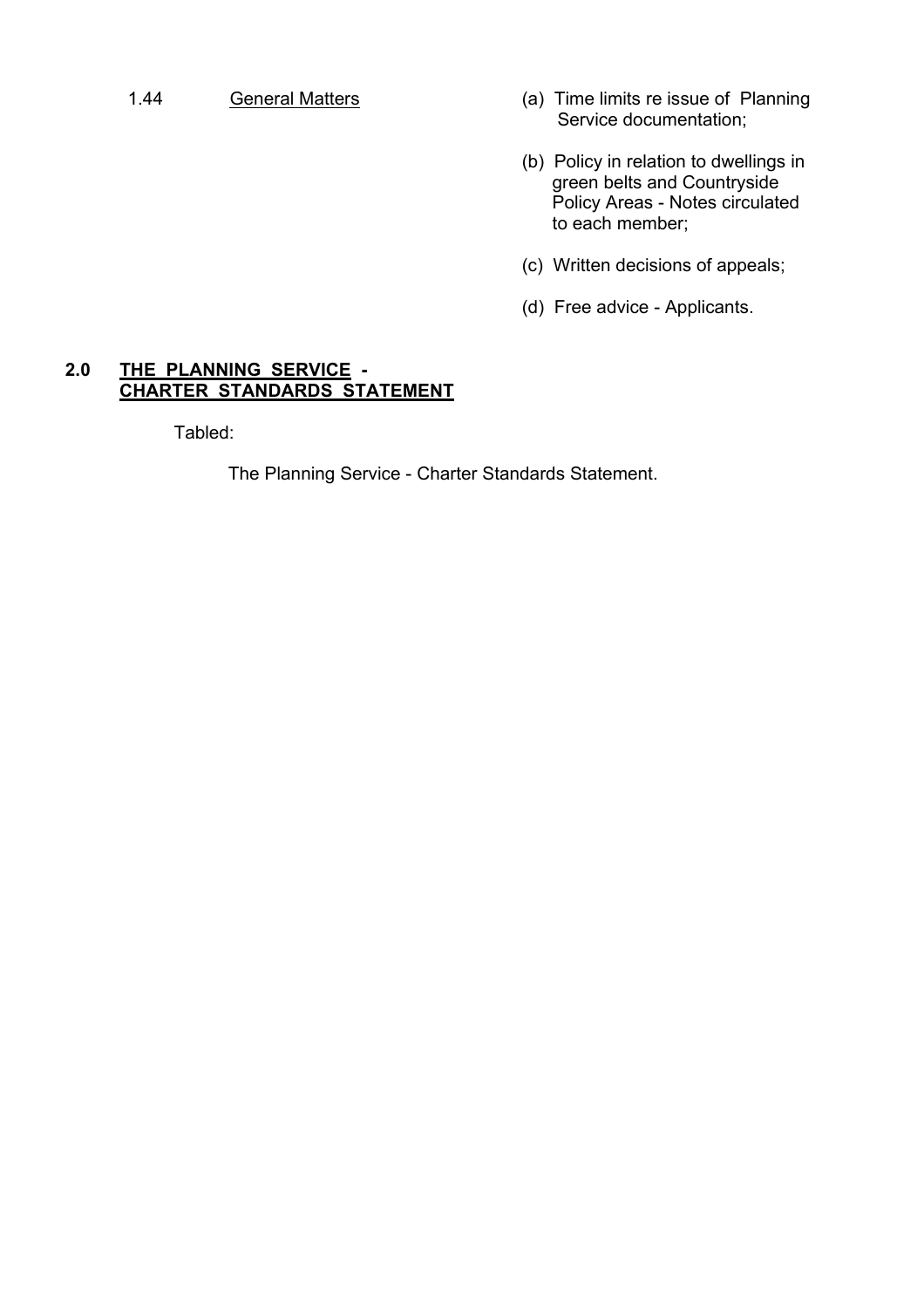1.44 General Matters

(a) Time limits re issue of Planning Service documentation;

(b) Policy in relation to dwellings in green belts and Countryside Policy Areas - Notes circulated to each member;

(c) Written decisions of appeals;

(d) Free advice - Applicants.

## 2.0 THE PLANNING SERVICE - CHARTER STANDARDS STATEMENT

Tabled:

The Planning Service - Charter Standards Statement.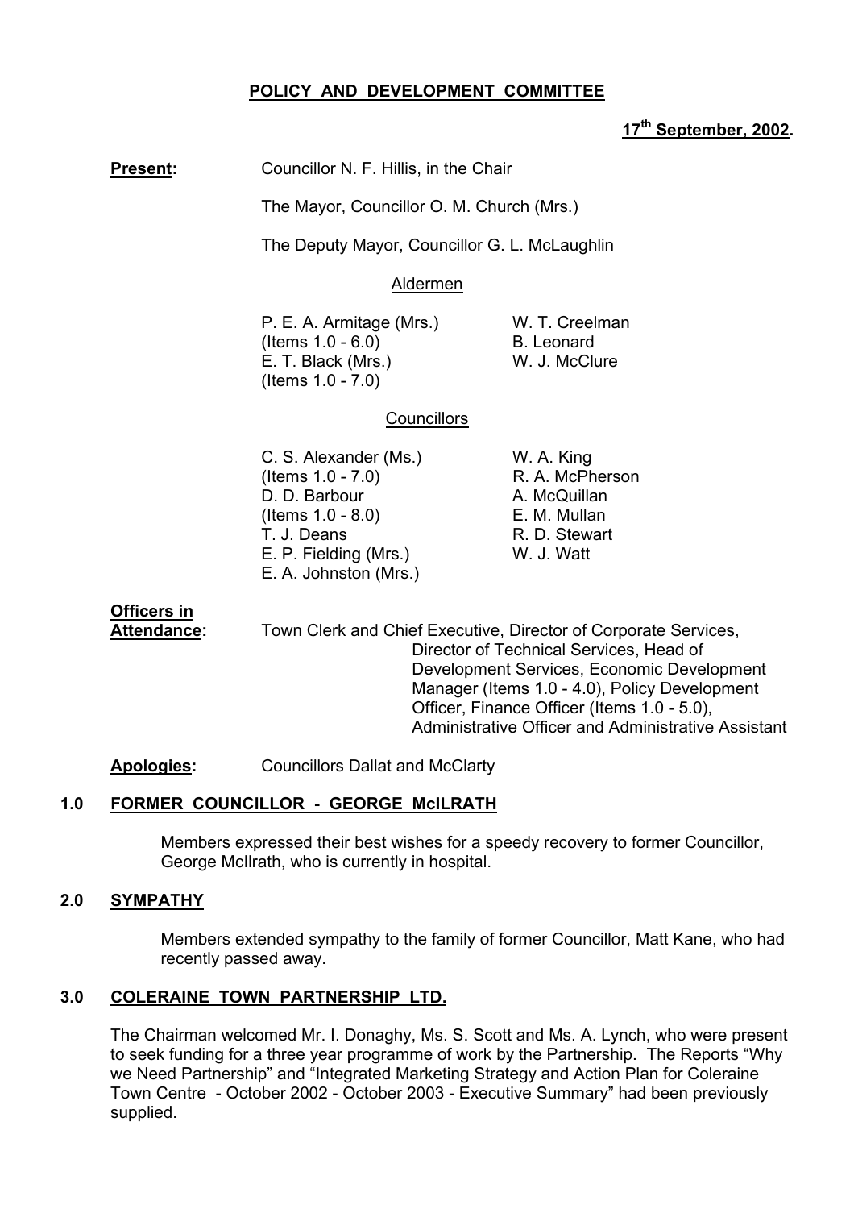# POLICY AND DEVELOPMENT COMMITTEE

**17th September, 2002.**

**Present:** Councillor N. F. Hillis, in the Chair

The Mayor, Councillor O. M. Church (Mrs.)

The Deputy Mayor, Councillor G. L. McLaughlin

Aldermen

P. E. A. Armitage (Mrs.) (Items 1.0 - 6.0)
E. T. Black (Mrs.) (Items 1.0 - 7.0)
W. T. Creelman
B. Leonard
W. J. McClure

Councillors

C. S. Alexander (Ms.) (Items 1.0 - 7.0)
D. D. Barbour (Items 1.0 - 8.0)
T. J. Deans
E. P. Fielding (Mrs.)
E. A. Johnston (Mrs.)
W. A. King
R. A. McPherson
A. McQuillan
E. M. Mullan
R. D. Stewart
W. J. Watt

**Officers in Attendance:** Town Clerk and Chief Executive, Director of Corporate Services, Director of Technical Services, Head of Development Services, Economic Development Manager (Items 1.0 - 4.0), Policy Development Officer, Finance Officer (Items 1.0 - 5.0), Administrative Officer and Administrative Assistant

**Apologies:** Councillors Dallat and McClarty

## 1.0 FORMER COUNCILLOR - GEORGE McILRATH

Members expressed their best wishes for a speedy recovery to former Councillor, George McIlrath, who is currently in hospital.

## 2.0 SYMPATHY

Members extended sympathy to the family of former Councillor, Matt Kane, who had recently passed away.

## 3.0 COLERAINE TOWN PARTNERSHIP LTD.

The Chairman welcomed Mr. I. Donaghy, Ms. S. Scott and Ms. A. Lynch, who were present to seek funding for a three year programme of work by the Partnership. The Reports "Why we Need Partnership" and "Integrated Marketing Strategy and Action Plan for Coleraine Town Centre - October 2002 - October 2003 - Executive Summary" had been previously supplied.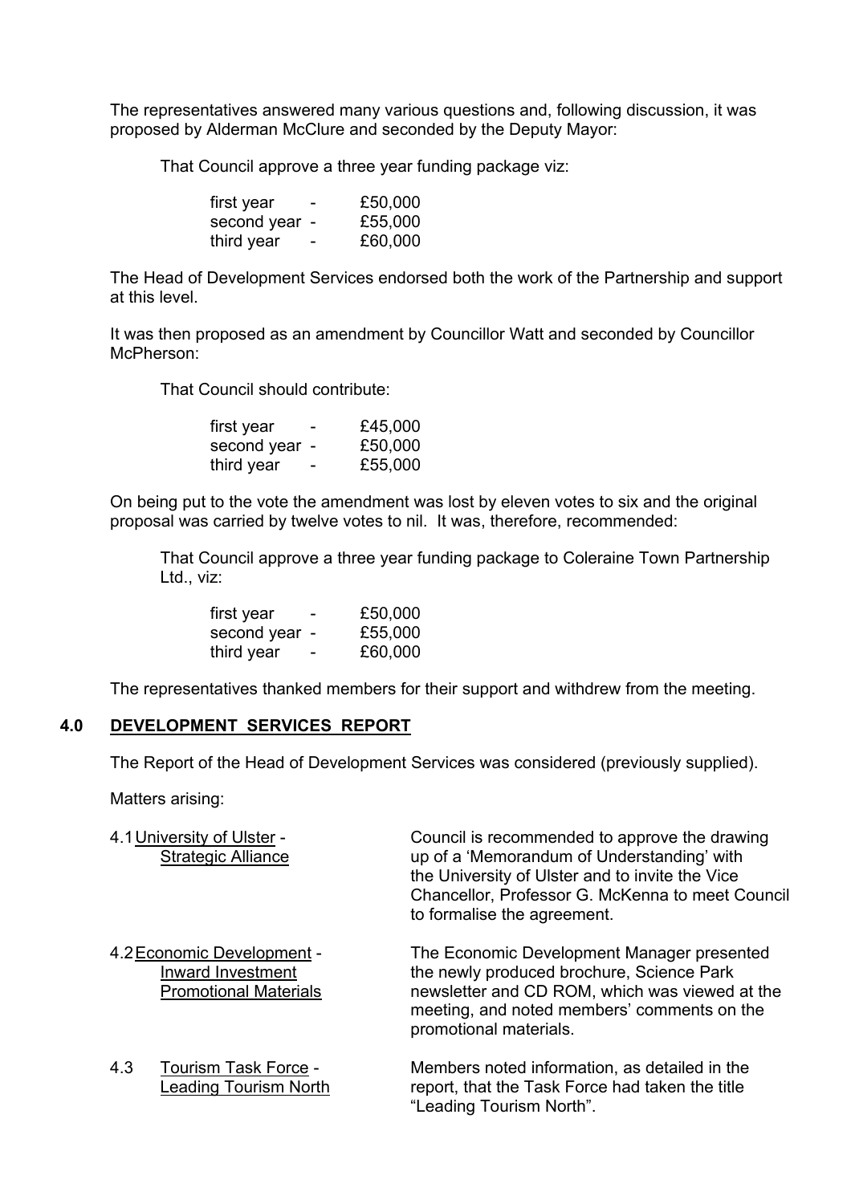The representatives answered many various questions and, following discussion, it was proposed by Alderman McClure and seconded by the Deputy Mayor:

> That Council approve a three year funding package viz:
>
> first year - £50,000
> second year - £55,000
> third year - £60,000

The Head of Development Services endorsed both the work of the Partnership and support at this level.

It was then proposed as an amendment by Councillor Watt and seconded by Councillor McPherson:

> That Council should contribute:
>
> first year - £45,000
> second year - £50,000
> third year - £55,000

On being put to the vote the amendment was lost by eleven votes to six and the original proposal was carried by twelve votes to nil. It was, therefore, recommended:

> That Council approve a three year funding package to Coleraine Town Partnership Ltd., viz:
>
> first year - £50,000
> second year - £55,000
> third year - £60,000

The representatives thanked members for their support and withdrew from the meeting.

## 4.0 DEVELOPMENT SERVICES REPORT

The Report of the Head of Development Services was considered (previously supplied).

Matters arising:

4.1 University of Ulster - Strategic Alliance

Council is recommended to approve the drawing up of a 'Memorandum of Understanding' with the University of Ulster and to invite the Vice Chancellor, Professor G. McKenna to meet Council to formalise the agreement.

4.2 Economic Development - Inward Investment Promotional Materials

The Economic Development Manager presented the newly produced brochure, Science Park newsletter and CD ROM, which was viewed at the meeting, and noted members' comments on the promotional materials.

4.3 Tourism Task Force - Leading Tourism North

Members noted information, as detailed in the report, that the Task Force had taken the title "Leading Tourism North".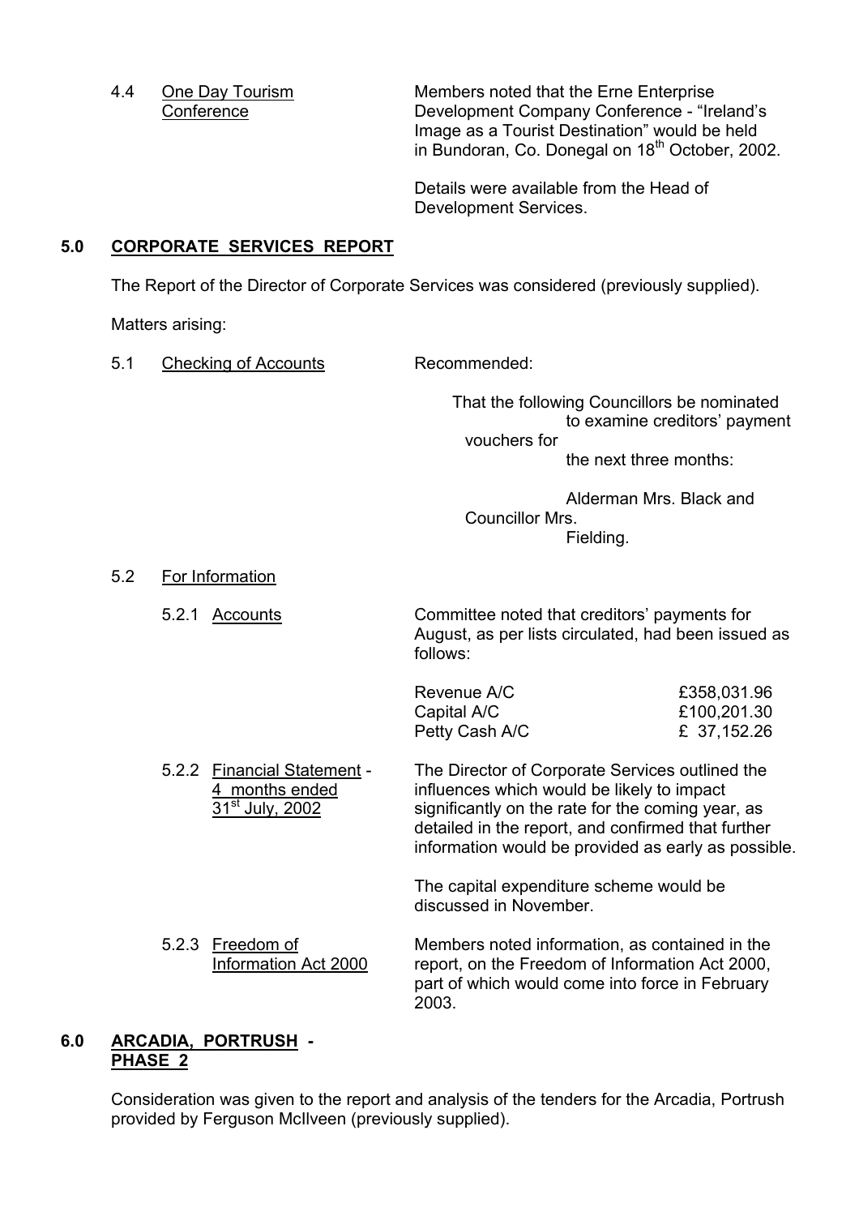4.4 <u>One Day Tourism Conference</u>

Members noted that the Erne Enterprise Development Company Conference - "Ireland's Image as a Tourist Destination" would be held in Bundoran, Co. Donegal on 18th October, 2002.

Details were available from the Head of Development Services.

## 5.0 CORPORATE SERVICES REPORT

The Report of the Director of Corporate Services was considered (previously supplied).

Matters arising:

5.1 <u>Checking of Accounts</u>

Recommended:

That the following Councillors be nominated to examine creditors' payment vouchers for the next three months:

Alderman Mrs. Black and Councillor Mrs. Fielding.

5.2 <u>For Information</u>

5.2.1 <u>Accounts</u>

Committee noted that creditors' payments for August, as per lists circulated, had been issued as follows:

| | |
|---|---|
| Revenue A/C | £358,031.96 |
| Capital A/C | £100,201.30 |
| Petty Cash A/C | £ 37,152.26 |

5.2.2 <u>Financial Statement - 4 months ended 31st July, 2002</u>

The Director of Corporate Services outlined the influences which would be likely to impact significantly on the rate for the coming year, as detailed in the report, and confirmed that further information would be provided as early as possible.

The capital expenditure scheme would be discussed in November.

5.2.3 <u>Freedom of Information Act 2000</u>

Members noted information, as contained in the report, on the Freedom of Information Act 2000, part of which would come into force in February 2003.

## 6.0 ARCADIA, PORTRUSH - PHASE 2

Consideration was given to the report and analysis of the tenders for the Arcadia, Portrush provided by Ferguson McIlveen (previously supplied).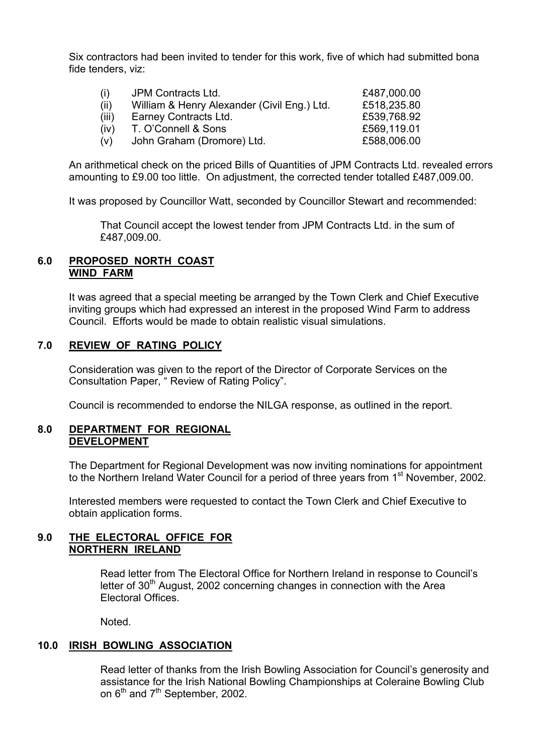Six contractors had been invited to tender for this work, five of which had submitted bona fide tenders, viz:

| | | |
|---|---|---|
| (i) | JPM Contracts Ltd. | £487,000.00 |
| (ii) | William & Henry Alexander (Civil Eng.) Ltd. | £518,235.80 |
| (iii) | Earney Contracts Ltd. | £539,768.92 |
| (iv) | T. O'Connell & Sons | £569,119.01 |
| (v) | John Graham (Dromore) Ltd. | £588,006.00 |

An arithmetical check on the priced Bills of Quantities of JPM Contracts Ltd. revealed errors amounting to £9.00 too little. On adjustment, the corrected tender totalled £487,009.00.

It was proposed by Councillor Watt, seconded by Councillor Stewart and recommended:

> That Council accept the lowest tender from JPM Contracts Ltd. in the sum of £487,009.00.

## 6.0 PROPOSED NORTH COAST WIND FARM

It was agreed that a special meeting be arranged by the Town Clerk and Chief Executive inviting groups which had expressed an interest in the proposed Wind Farm to address Council. Efforts would be made to obtain realistic visual simulations.

## 7.0 REVIEW OF RATING POLICY

Consideration was given to the report of the Director of Corporate Services on the Consultation Paper, " Review of Rating Policy".

Council is recommended to endorse the NILGA response, as outlined in the report.

## 8.0 DEPARTMENT FOR REGIONAL DEVELOPMENT

The Department for Regional Development was now inviting nominations for appointment to the Northern Ireland Water Council for a period of three years from 1st November, 2002.

Interested members were requested to contact the Town Clerk and Chief Executive to obtain application forms.

## 9.0 THE ELECTORAL OFFICE FOR NORTHERN IRELAND

Read letter from The Electoral Office for Northern Ireland in response to Council's letter of 30th August, 2002 concerning changes in connection with the Area Electoral Offices.

Noted.

## 10.0 IRISH BOWLING ASSOCIATION

Read letter of thanks from the Irish Bowling Association for Council's generosity and assistance for the Irish National Bowling Championships at Coleraine Bowling Club on 6th and 7th September, 2002.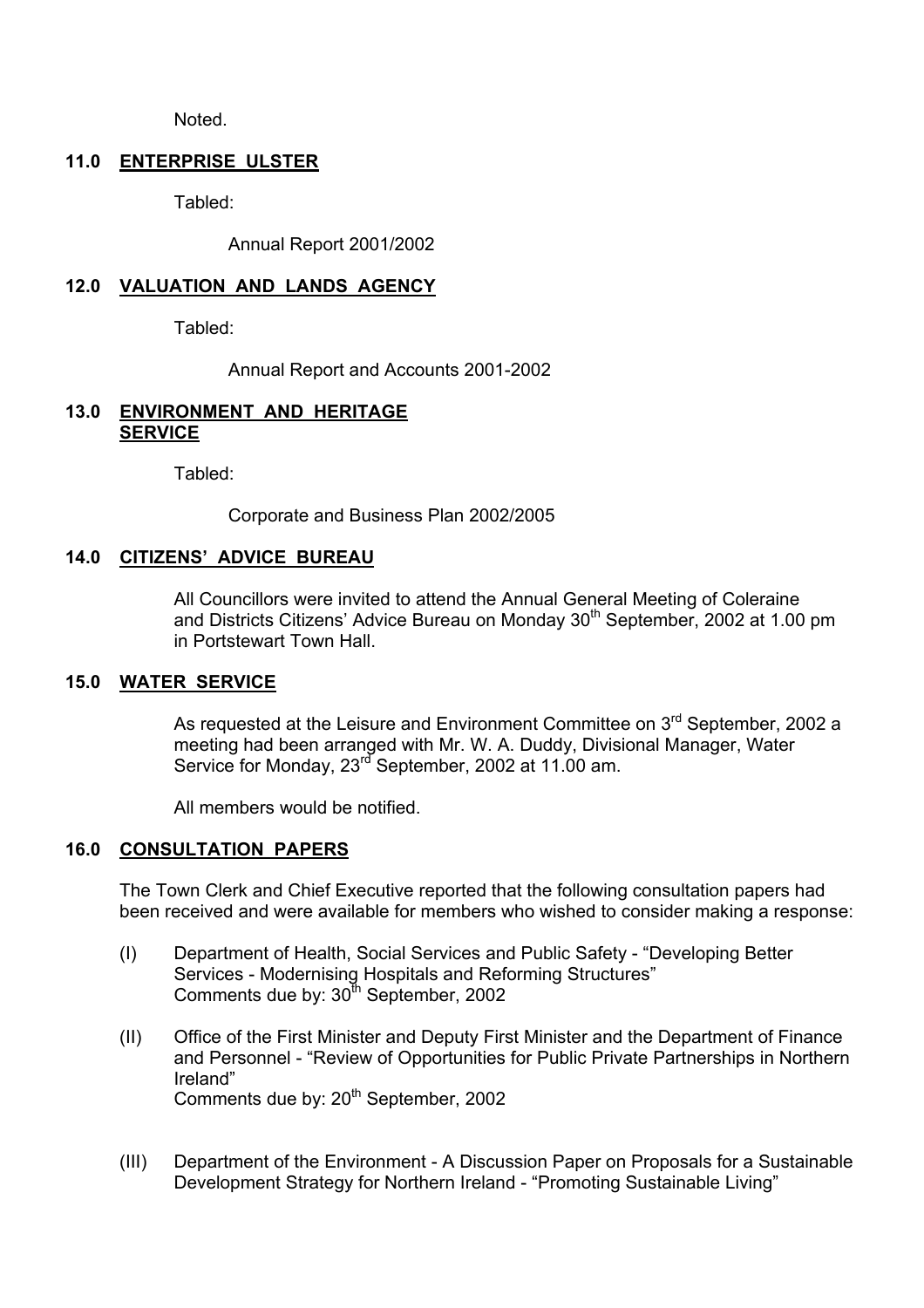Noted.

## 11.0 ENTERPRISE ULSTER

Tabled:

Annual Report 2001/2002

## 12.0 VALUATION AND LANDS AGENCY

Tabled:

Annual Report and Accounts 2001-2002

## 13.0 ENVIRONMENT AND HERITAGE SERVICE

Tabled:

Corporate and Business Plan 2002/2005

## 14.0 CITIZENS' ADVICE BUREAU

All Councillors were invited to attend the Annual General Meeting of Coleraine and Districts Citizens' Advice Bureau on Monday 30th September, 2002 at 1.00 pm in Portstewart Town Hall.

## 15.0 WATER SERVICE

As requested at the Leisure and Environment Committee on 3rd September, 2002 a meeting had been arranged with Mr. W. A. Duddy, Divisional Manager, Water Service for Monday, 23rd September, 2002 at 11.00 am.

All members would be notified.

## 16.0 CONSULTATION PAPERS

The Town Clerk and Chief Executive reported that the following consultation papers had been received and were available for members who wished to consider making a response:

(I) Department of Health, Social Services and Public Safety - "Developing Better Services - Modernising Hospitals and Reforming Structures"
Comments due by: 30th September, 2002

(II) Office of the First Minister and Deputy First Minister and the Department of Finance and Personnel - "Review of Opportunities for Public Private Partnerships in Northern Ireland"
Comments due by: 20th September, 2002

(III) Department of the Environment - A Discussion Paper on Proposals for a Sustainable Development Strategy for Northern Ireland - "Promoting Sustainable Living"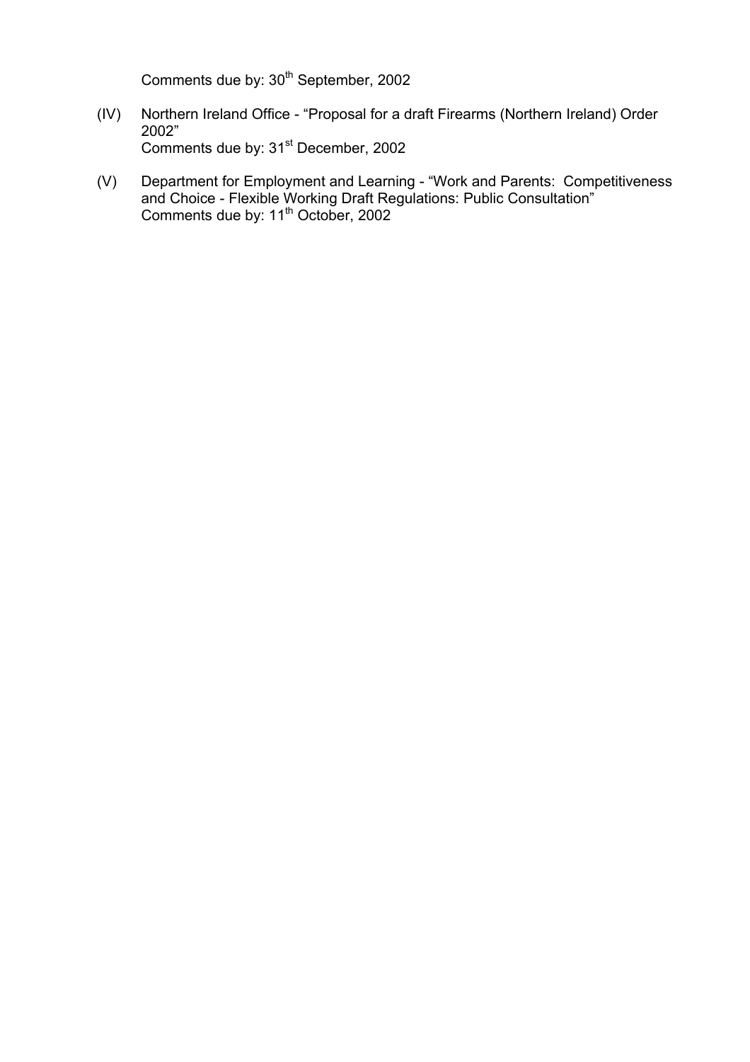Comments due by: 30th September, 2002

(IV) Northern Ireland Office - "Proposal for a draft Firearms (Northern Ireland) Order 2002"
Comments due by: 31st December, 2002

(V) Department for Employment and Learning - "Work and Parents: Competitiveness and Choice - Flexible Working Draft Regulations: Public Consultation"
Comments due by: 11th October, 2002